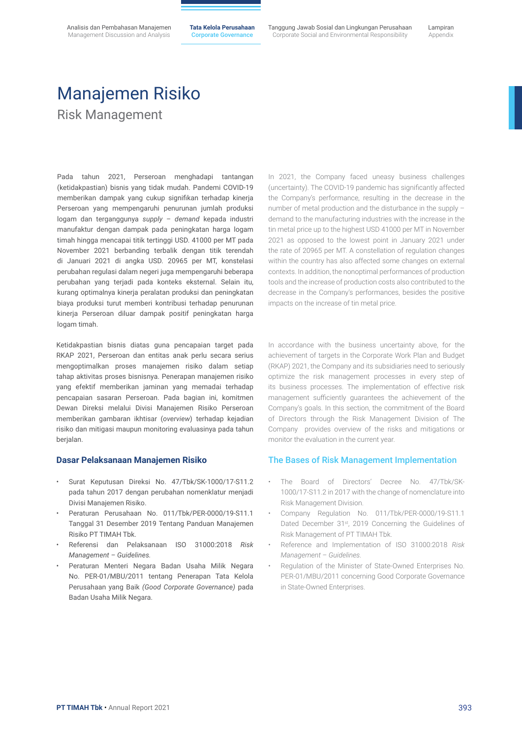# Manajemen Risiko

## Risk Management

Pada tahun 2021, Perseroan menghadapi tantangan (ketidakpastian) bisnis yang tidak mudah. Pandemi COVID-19 memberikan dampak yang cukup signifikan terhadap kinerja Perseroan yang mempengaruhi penurunan jumlah produksi logam dan terganggunya *supply* – *demand* kepada industri manufaktur dengan dampak pada peningkatan harga logam timah hingga mencapai titik tertinggi USD. 41000 per MT pada November 2021 berbanding terbalik dengan titik terendah di Januari 2021 di angka USD. 20965 per MT, konstelasi perubahan regulasi dalam negeri juga mempengaruhi beberapa perubahan yang terjadi pada konteks eksternal. Selain itu, kurang optimalnya kinerja peralatan produksi dan peningkatan biaya produksi turut memberi kontribusi terhadap penurunan kinerja Perseroan diluar dampak positif peningkatan harga logam timah.

Ketidakpastian bisnis diatas guna pencapaian target pada RKAP 2021, Perseroan dan entitas anak perlu secara serius mengoptimalkan proses manajemen risiko dalam setiap tahap aktivitas proses bisnisnya. Penerapan manajemen risiko yang efektif memberikan jaminan yang memadai terhadap pencapaian sasaran Perseroan. Pada bagian ini, komitmen Dewan Direksi melalui Divisi Manajemen Risiko Perseroan memberikan gambaran ikhtisar (*overview*) terhadap kejadian risiko dan mitigasi maupun monitoring evaluasinya pada tahun berjalan.

In 2021, the Company faced uneasy business challenges (uncertainty). The COVID-19 pandemic has significantly affected the Company's performance, resulting in the decrease in the number of metal production and the disturbance in the supply – demand to the manufacturing industries with the increase in the tin metal price up to the highest USD 41000 per MT in November 2021 as opposed to the lowest point in January 2021 under the rate of 20965 per MT. A constellation of regulation changes within the country has also affected some changes on external contexts. In addition, the nonoptimal performances of production tools and the increase of production costs also contributed to the decrease in the Company's performances, besides the positive impacts on the increase of tin metal price.

In accordance with the business uncertainty above, for the achievement of targets in the Corporate Work Plan and Budget (RKAP) 2021, the Company and its subsidiaries need to seriously optimize the risk management processes in every step of its business processes. The implementation of effective risk management sufficiently guarantees the achievement of the Company's goals. In this section, the commitment of the Board of Directors through the Risk Management Division of The Company provides overview of the risks and mitigations or monitor the evaluation in the current year.

### Dasar Pelaksanaan Manajemen Risiko

- Surat Keputusan Direksi No. 47/Tbk/SK-1000/17-S11.2 pada tahun 2017 dengan perubahan nomenklatur menjadi Divisi Manajemen Risiko.
- Peraturan Perusahaan No. 011/Tbk/PER-0000/19-S11.1 Tanggal 31 Desember 2019 Tentang Panduan Manajemen Risiko PT TIMAH Tbk.
- Referensi dan Pelaksanaan ISO 31000:2018 *Risk Management – Guidelines.*
- Peraturan Menteri Negara Badan Usaha Milik Negara No. PER-01/MBU/2011 tentang Penerapan Tata Kelola Perusahaan yang Baik *(Good Corporate Governance)* pada Badan Usaha Milik Negara.

### The Bases of Risk Management Implementation

- The Board of Directors' Decree No. 47/Tbk/SK-1000/17-S11.2 in 2017 with the change of nomenclature into Risk Management Division.
- Company Regulation No. 011/Tbk/PER-0000/19-S11.1 Dated December 31st, 2019 Concerning the Guidelines of Risk Management of PT TIMAH Tbk.
- Reference and Implementation of ISO 31000:2018 *Risk Management – Guidelines.*
- Regulation of the Minister of State-Owned Enterprises No. PER-01/MBU/2011 concerning Good Corporate Governance in State-Owned Enterprises.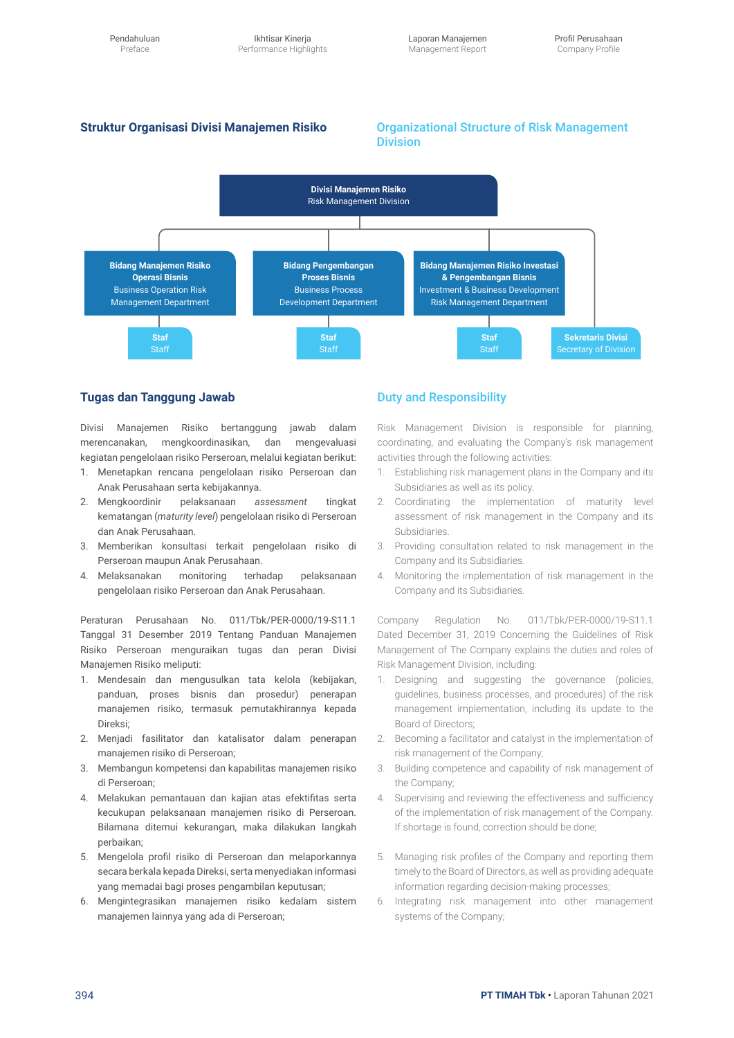## Struktur Organisasi Divisi Manajemen Risiko

## Organizational Structure of Risk Management Division

**Divisi Manajemen Risiko**
Risk Management Division

- **Bidang Manajemen Risiko Operasi Bisnis** / Business Operation Risk Management Department
  - **Staf** / Staff
- **Bidang Pengembangan Proses Bisnis** / Business Process Development Department
  - **Staf** / Staff
- **Bidang Manajemen Risiko Investasi & Pengembangan Bisnis** / Investment & Business Development Risk Management Department
  - **Staf** / Staff
- **Sekretaris Divisi** / Secretary of Division

## Tugas dan Tanggung Jawab

Divisi Manajemen Risiko bertanggung jawab dalam merencanakan, mengkoordinasikan, dan mengevaluasi kegiatan pengelolaan risiko Perseroan, melalui kegiatan berikut:

1. Menetapkan rencana pengelolaan risiko Perseroan dan Anak Perusahaan serta kebijakannya.
2. Mengkoordinir pelaksanaan *assessment* tingkat kematangan (*maturity level*) pengelolaan risiko di Perseroan dan Anak Perusahaan.
3. Memberikan konsultasi terkait pengelolaan risiko di Perseroan maupun Anak Perusahaan.
4. Melaksanakan monitoring terhadap pelaksanaan pengelolaan risiko Perseroan dan Anak Perusahaan.

Peraturan Perusahaan No. 011/Tbk/PER-0000/19-S11.1 Tanggal 31 Desember 2019 Tentang Panduan Manajemen Risiko Perseroan menguraikan tugas dan peran Divisi Manajemen Risiko meliputi:

1. Mendesain dan mengusulkan tata kelola (kebijakan, panduan, proses bisnis dan prosedur) penerapan manajemen risiko, termasuk pemutakhirannya kepada Direksi;
2. Menjadi fasilitator dan katalisator dalam penerapan manajemen risiko di Perseroan;
3. Membangun kompetensi dan kapabilitas manajemen risiko di Perseroan;
4. Melakukan pemantauan dan kajian atas efektifitas serta kecukupan pelaksanaan manajemen risiko di Perseroan. Bilamana ditemui kekurangan, maka dilakukan langkah perbaikan;
5. Mengelola profil risiko di Perseroan dan melaporkannya secara berkala kepada Direksi, serta menyediakan informasi yang memadai bagi proses pengambilan keputusan;
6. Mengintegrasikan manajemen risiko kedalam sistem manajemen lainnya yang ada di Perseroan;

## Duty and Responsibility

Risk Management Division is responsible for planning, coordinating, and evaluating the Company's risk management activities through the following activities:

1. Establishing risk management plans in the Company and its Subsidiaries as well as its policy.
2. Coordinating the implementation of maturity level assessment of risk management in the Company and its Subsidiaries.
3. Providing consultation related to risk management in the Company and its Subsidiaries.
4. Monitoring the implementation of risk management in the Company and its Subsidiaries.

Company Regulation No. 011/Tbk/PER-0000/19-S11.1 Dated December 31, 2019 Concerning the Guidelines of Risk Management of The Company explains the duties and roles of Risk Management Division, including:

1. Designing and suggesting the governance (policies, guidelines, business processes, and procedures) of the risk management implementation, including its update to the Board of Directors;
2. Becoming a facilitator and catalyst in the implementation of risk management of the Company;
3. Building competence and capability of risk management of the Company;
4. Supervising and reviewing the effectiveness and sufficiency of the implementation of risk management of the Company. If shortage is found, correction should be done;
5. Managing risk profiles of the Company and reporting them timely to the Board of Directors, as well as providing adequate information regarding decision-making processes;
6. Integrating risk management into other management systems of the Company;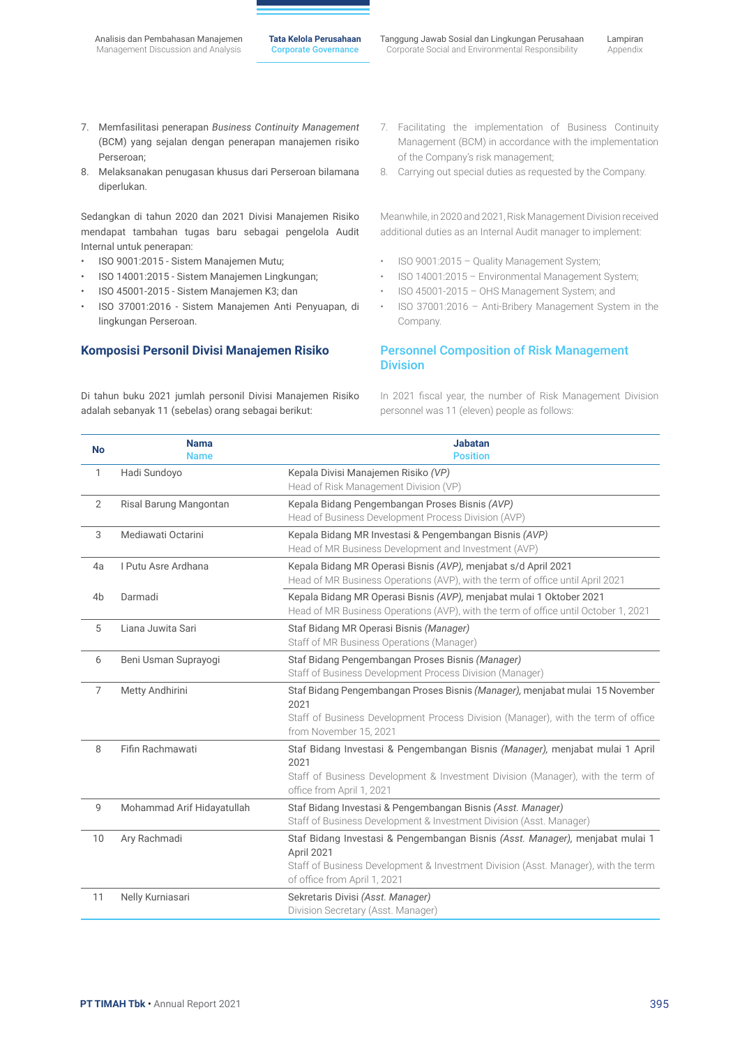7. Memfasilitasi penerapan *Business Continuity Management* (BCM) yang sejalan dengan penerapan manajemen risiko Perseroan;
8. Melaksanakan penugasan khusus dari Perseroan bilamana diperlukan.

Sedangkan di tahun 2020 dan 2021 Divisi Manajemen Risiko mendapat tambahan tugas baru sebagai pengelola Audit Internal untuk penerapan:

- ISO 9001:2015 - Sistem Manajemen Mutu;
- ISO 14001:2015 - Sistem Manajemen Lingkungan;
- ISO 45001-2015 - Sistem Manajemen K3; dan
- ISO 37001:2016 - Sistem Manajemen Anti Penyuapan, di lingkungan Perseroan.

7. Facilitating the implementation of Business Continuity Management (BCM) in accordance with the implementation of the Company's risk management;
8. Carrying out special duties as requested by the Company.

Meanwhile, in 2020 and 2021, Risk Management Division received additional duties as an Internal Audit manager to implement:

- ISO 9001:2015 – Quality Management System;
- ISO 14001:2015 – Environmental Management System;
- ISO 45001-2015 – OHS Management System; and
- ISO 37001:2016 – Anti-Bribery Management System in the Company.

## Komposisi Personil Divisi Manajemen Risiko

## Personnel Composition of Risk Management Division

Di tahun buku 2021 jumlah personil Divisi Manajemen Risiko adalah sebanyak 11 (sebelas) orang sebagai berikut:

In 2021 fiscal year, the number of Risk Management Division personnel was 11 (eleven) people as follows:

| No | Nama<br>Name | Jabatan<br>Position |
|---|---|---|
| 1 | Hadi Sundoyo | Kepala Divisi Manajemen Risiko *(VP)*<br>Head of Risk Management Division (VP) |
| 2 | Risal Barung Mangontan | Kepala Bidang Pengembangan Proses Bisnis *(AVP)*<br>Head of Business Development Process Division (AVP) |
| 3 | Mediawati Octarini | Kepala Bidang MR Investasi & Pengembangan Bisnis *(AVP)*<br>Head of MR Business Development and Investment (AVP) |
| 4a | I Putu Asre Ardhana | Kepala Bidang MR Operasi Bisnis *(AVP)*, menjabat s/d April 2021<br>Head of MR Business Operations (AVP), with the term of office until April 2021 |
| 4b | Darmadi | Kepala Bidang MR Operasi Bisnis *(AVP)*, menjabat mulai 1 Oktober 2021<br>Head of MR Business Operations (AVP), with the term of office until October 1, 2021 |
| 5 | Liana Juwita Sari | Staf Bidang MR Operasi Bisnis *(Manager)*<br>Staff of MR Business Operations (Manager) |
| 6 | Beni Usman Suprayogi | Staf Bidang Pengembangan Proses Bisnis *(Manager)*<br>Staff of Business Development Process Division (Manager) |
| 7 | Metty Andhirini | Staf Bidang Pengembangan Proses Bisnis *(Manager)*, menjabat mulai 15 November 2021<br>Staff of Business Development Process Division (Manager), with the term of office from November 15, 2021 |
| 8 | Fifin Rachmawati | Staf Bidang Investasi & Pengembangan Bisnis *(Manager)*, menjabat mulai 1 April 2021<br>Staff of Business Development & Investment Division (Manager), with the term of office from April 1, 2021 |
| 9 | Mohammad Arif Hidayatullah | Staf Bidang Investasi & Pengembangan Bisnis *(Asst. Manager)*<br>Staff of Business Development & Investment Division (Asst. Manager) |
| 10 | Ary Rachmadi | Staf Bidang Investasi & Pengembangan Bisnis *(Asst. Manager)*, menjabat mulai 1 April 2021<br>Staff of Business Development & Investment Division (Asst. Manager), with the term of office from April 1, 2021 |
| 11 | Nelly Kurniasari | Sekretaris Divisi *(Asst. Manager)*<br>Division Secretary (Asst. Manager) |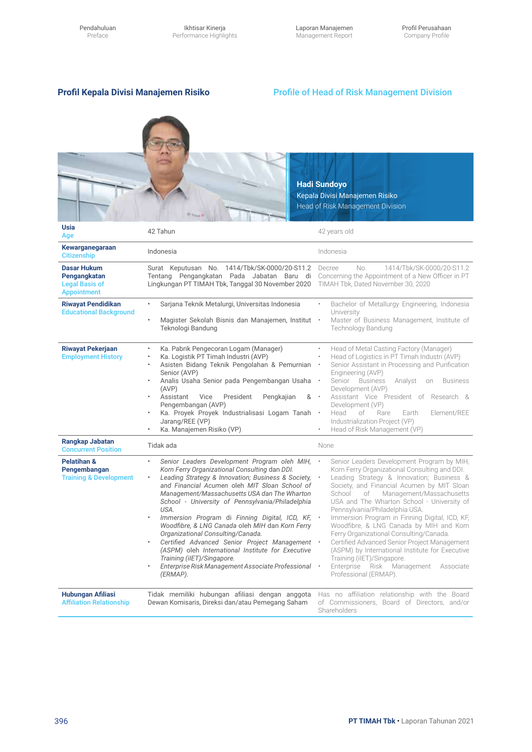## Profil Kepala Divisi Manajemen Risiko

## Profile of Head of Risk Management Division

**Hadi Sundoyo**
Kepala Divisi Manajemen Risiko
Head of Risk Management Division

| | | |
|---|---|---|
| **Usia** Age | 42 Tahun | 42 years old |
| **Kewarganegaraan** Citizenship | Indonesia | Indonesia |
| **Dasar Hukum Pengangkatan** Legal Basis of Appointment | Surat Keputusan No. 1414/Tbk/SK-0000/20-S11.2 Tentang Pengangkatan Pada Jabatan Baru di Lingkungan PT TIMAH Tbk, Tanggal 30 November 2020 | Decree No. 1414/Tbk/SK-0000/20-S11.2 Concerning the Appointment of a New Officer in PT TIMAH Tbk, Dated November 30, 2020 |
| **Riwayat Pendidikan** Educational Background | • Sarjana Teknik Metalurgi, Universitas Indonesia<br>• Magister Sekolah Bisnis dan Manajemen, Institut Teknologi Bandung | • Bachelor of Metallurgy Engineering, Indonesia University<br>• Master of Business Management, Institute of Technology Bandung |
| **Riwayat Pekerjaan** Employment History | • Ka. Pabrik Pengecoran Logam (Manager)<br>• Ka. Logistik PT Timah Industri (AVP)<br>• Asisten Bidang Teknik Pengolahan & Pemurnian Senior (AVP)<br>• Analis Usaha Senior pada Pengembangan Usaha (AVP)<br>• Assistant Vice President Pengkajian & Pengembangan (AVP)<br>• Ka. Proyek Proyek Industrialisasi Logam Tanah Jarang/REE (VP)<br>• Ka. Manajemen Risiko (VP) | • Head of Metal Casting Factory (Manager)<br>• Head of Logistics in PT Timah Industri (AVP)<br>• Senior Assistant in Processing and Purification Engineering (AVP)<br>• Senior Business Analyst on Business Development (AVP)<br>• Assistant Vice President of Research & Development (VP)<br>• Head of Rare Earth Element/REE Industrialization Project (VP)<br>• Head of Risk Management (VP) |
| **Rangkap Jabatan** Concurrent Position | Tidak ada | None |
| **Pelatihan & Pengembangan** Training & Development | • *Senior Leaders Development Program oleh MIH, Korn Ferry Organizational Consulting* dan *DDI.*<br>• *Leading Strategy & Innovation; Business & Society, and Financial Acumen* oleh *MIT Sloan School of Management/Massachusetts USA* dan *The Wharton School - University of Pennsylvania/Philadelphia USA.*<br>• *Immersion Program* di *Finning Digital, ICD, KF, Woodfibre, & LNG Canada* oleh *MIH* dan *Korn Ferry Organizational Consulting/Canada.*<br>• *Certified Advanced Senior Project Management (ASPM)* oleh *International Institute for Executive Training (iIET)/Singapore.*<br>• *Enterprise Risk Management Associate Professional (ERMAP).* | • Senior Leaders Development Program by MIH, Korn Ferry Organizational Consulting and DDI.<br>• Leading Strategy & Innovation; Business & Society, and Financial Acumen by MIT Sloan School of Management/Massachusetts USA and The Wharton School - University of Pennsylvania/Philadelphia USA.<br>• Immersion Program in Finning Digital, ICD, KF, Woodfibre, & LNG Canada by MIH and Korn Ferry Organizational Consulting/Canada.<br>• Certified Advanced Senior Project Management (ASPM) by International Institute for Executive Training (iIET)/Singapore.<br>• Enterprise Risk Management Associate Professional (ERMAP). |
| **Hubungan Afiliasi** Affiliation Relationship | Tidak memiliki hubungan afiliasi dengan anggota Dewan Komisaris, Direksi dan/atau Pemegang Saham | Has no affiliation relationship with the Board of Commissioners, Board of Directors, and/or Shareholders |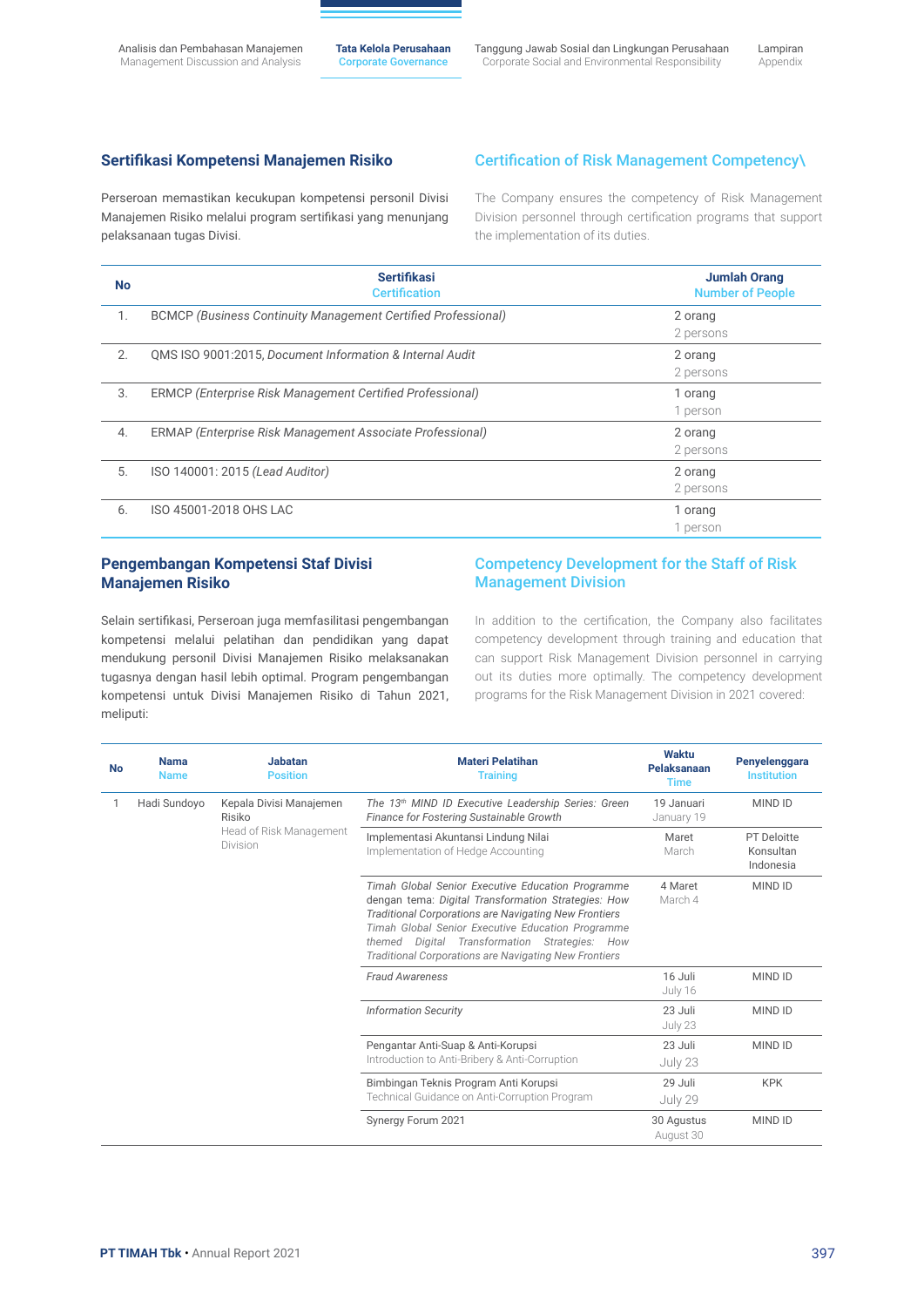## Sertifikasi Kompetensi Manajemen Risiko

Perseroan memastikan kecukupan kompetensi personil Divisi Manajemen Risiko melalui program sertifikasi yang menunjang pelaksanaan tugas Divisi.

## Certification of Risk Management Competency\

The Company ensures the competency of Risk Management Division personnel through certification programs that support the implementation of its duties.

| No | Sertifikasi<br>Certification | Jumlah Orang<br>Number of People |
|---|---|---|
| 1. | BCMCP *(Business Continuity Management Certified Professional)* | 2 orang<br>2 persons |
| 2. | QMS ISO 9001:2015, *Document Information & Internal Audit* | 2 orang<br>2 persons |
| 3. | ERMCP *(Enterprise Risk Management Certified Professional)* | 1 orang<br>1 person |
| 4. | ERMAP *(Enterprise Risk Management Associate Professional)* | 2 orang<br>2 persons |
| 5. | ISO 140001: 2015 *(Lead Auditor)* | 2 orang<br>2 persons |
| 6. | ISO 45001-2018 OHS LAC | 1 orang<br>1 person |

## Pengembangan Kompetensi Staf Divisi Manajemen Risiko

Selain sertifikasi, Perseroan juga memfasilitasi pengembangan kompetensi melalui pelatihan dan pendidikan yang dapat mendukung personil Divisi Manajemen Risiko melaksanakan tugasnya dengan hasil lebih optimal. Program pengembangan kompetensi untuk Divisi Manajemen Risiko di Tahun 2021, meliputi:

## Competency Development for the Staff of Risk Management Division

In addition to the certification, the Company also facilitates competency development through training and education that can support Risk Management Division personnel in carrying out its duties more optimally. The competency development programs for the Risk Management Division in 2021 covered:

| No | Nama<br>Name | Jabatan<br>Position | Materi Pelatihan<br>Training | Waktu Pelaksanaan<br>Time | Penyelenggara<br>Institution |
|---|---|---|---|---|---|
| 1 | Hadi Sundoyo | Kepala Divisi Manajemen Risiko<br>Head of Risk Management Division | *The 13th MIND ID Executive Leadership Series: Green Finance for Fostering Sustainable Growth* | 19 Januari<br>January 19 | MIND ID |
| | | | Implementasi Akuntansi Lindung Nilai<br>Implementation of Hedge Accounting | Maret<br>March | PT Deloitte Konsultan Indonesia |
| | | | *Timah Global Senior Executive Education Programme* dengan tema: *Digital Transformation Strategies: How Traditional Corporations are Navigating New Frontiers*<br>*Timah Global Senior Executive Education Programme themed Digital Transformation Strategies: How Traditional Corporations are Navigating New Frontiers* | 4 Maret<br>March 4 | MIND ID |
| | | | *Fraud Awareness* | 16 Juli<br>July 16 | MIND ID |
| | | | *Information Security* | 23 Juli<br>July 23 | MIND ID |
| | | | Pengantar Anti-Suap & Anti-Korupsi<br>Introduction to Anti-Bribery & Anti-Corruption | 23 Juli<br>July 23 | MIND ID |
| | | | Bimbingan Teknis Program Anti Korupsi<br>Technical Guidance on Anti-Corruption Program | 29 Juli<br>July 29 | KPK |
| | | | Synergy Forum 2021 | 30 Agustus<br>August 30 | MIND ID |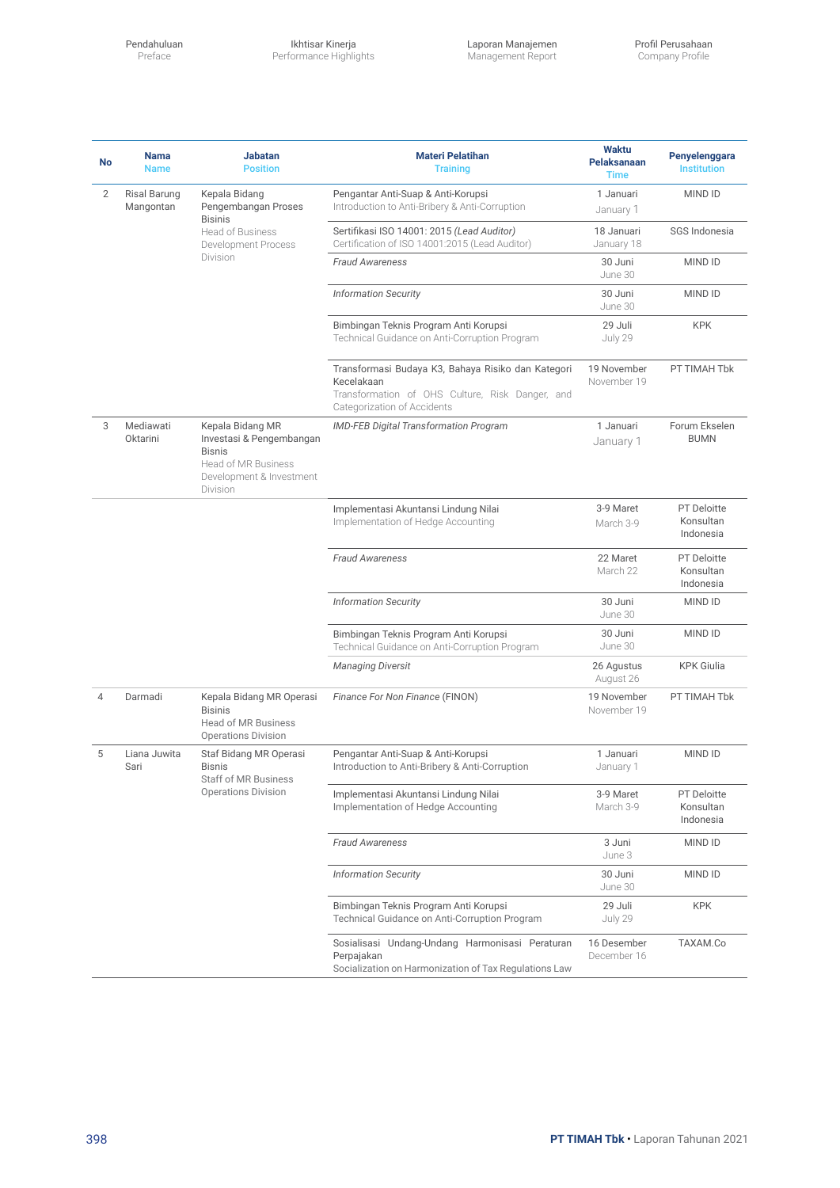| No | Nama<br>Name | Jabatan<br>Position | Materi Pelatihan<br>Training | Waktu Pelaksanaan<br>Time | Penyelenggara<br>Institution |
|---|---|---|---|---|---|
| 2 | Risal Barung Mangontan | Kepala Bidang Pengembangan Proses Bisinis<br>Head of Business Development Process Division | Pengantar Anti-Suap & Anti-Korupsi<br>Introduction to Anti-Bribery & Anti-Corruption | 1 Januari<br>January 1 | MIND ID |
| | | | Sertifikasi ISO 14001: 2015 *(Lead Auditor)*<br>Certification of ISO 14001:2015 (Lead Auditor) | 18 Januari<br>January 18 | SGS Indonesia |
| | | | *Fraud Awareness* | 30 Juni<br>June 30 | MIND ID |
| | | | *Information Security* | 30 Juni<br>June 30 | MIND ID |
| | | | Bimbingan Teknis Program Anti Korupsi<br>Technical Guidance on Anti-Corruption Program | 29 Juli<br>July 29 | KPK |
| | | | Transformasi Budaya K3, Bahaya Risiko dan Kategori Kecelakaan<br>Transformation of OHS Culture, Risk Danger, and Categorization of Accidents | 19 November<br>November 19 | PT TIMAH Tbk |
| 3 | Mediawati Oktarini | Kepala Bidang MR Investasi & Pengembangan Bisnis<br>Head of MR Business Development & Investment Division | *IMD-FEB Digital Transformation Program* | 1 Januari<br>January 1 | Forum Ekselen BUMN |
| | | | Implementasi Akuntansi Lindung Nilai<br>Implementation of Hedge Accounting | 3-9 Maret<br>March 3-9 | PT Deloitte Konsultan Indonesia |
| | | | *Fraud Awareness* | 22 Maret<br>March 22 | PT Deloitte Konsultan Indonesia |
| | | | *Information Security* | 30 Juni<br>June 30 | MIND ID |
| | | | Bimbingan Teknis Program Anti Korupsi<br>Technical Guidance on Anti-Corruption Program | 30 Juni<br>June 30 | MIND ID |
| | | | *Managing Diversit* | 26 Agustus<br>August 26 | KPK Giulia |
| 4 | Darmadi | Kepala Bidang MR Operasi Bisinis<br>Head of MR Business Operations Division | *Finance For Non Finance* (FINON) | 19 November<br>November 19 | PT TIMAH Tbk |
| 5 | Liana Juwita Sari | Staf Bidang MR Operasi Bisnis<br>Staff of MR Business Operations Division | Pengantar Anti-Suap & Anti-Korupsi<br>Introduction to Anti-Bribery & Anti-Corruption | 1 Januari<br>January 1 | MIND ID |
| | | | Implementasi Akuntansi Lindung Nilai<br>Implementation of Hedge Accounting | 3-9 Maret<br>March 3-9 | PT Deloitte Konsultan Indonesia |
| | | | *Fraud Awareness* | 3 Juni<br>June 3 | MIND ID |
| | | | *Information Security* | 30 Juni<br>June 30 | MIND ID |
| | | | Bimbingan Teknis Program Anti Korupsi<br>Technical Guidance on Anti-Corruption Program | 29 Juli<br>July 29 | KPK |
| | | | Sosialisasi Undang-Undang Harmonisasi Peraturan Perpajakan<br>Socialization on Harmonization of Tax Regulations Law | 16 Desember<br>December 16 | TAXAM.Co |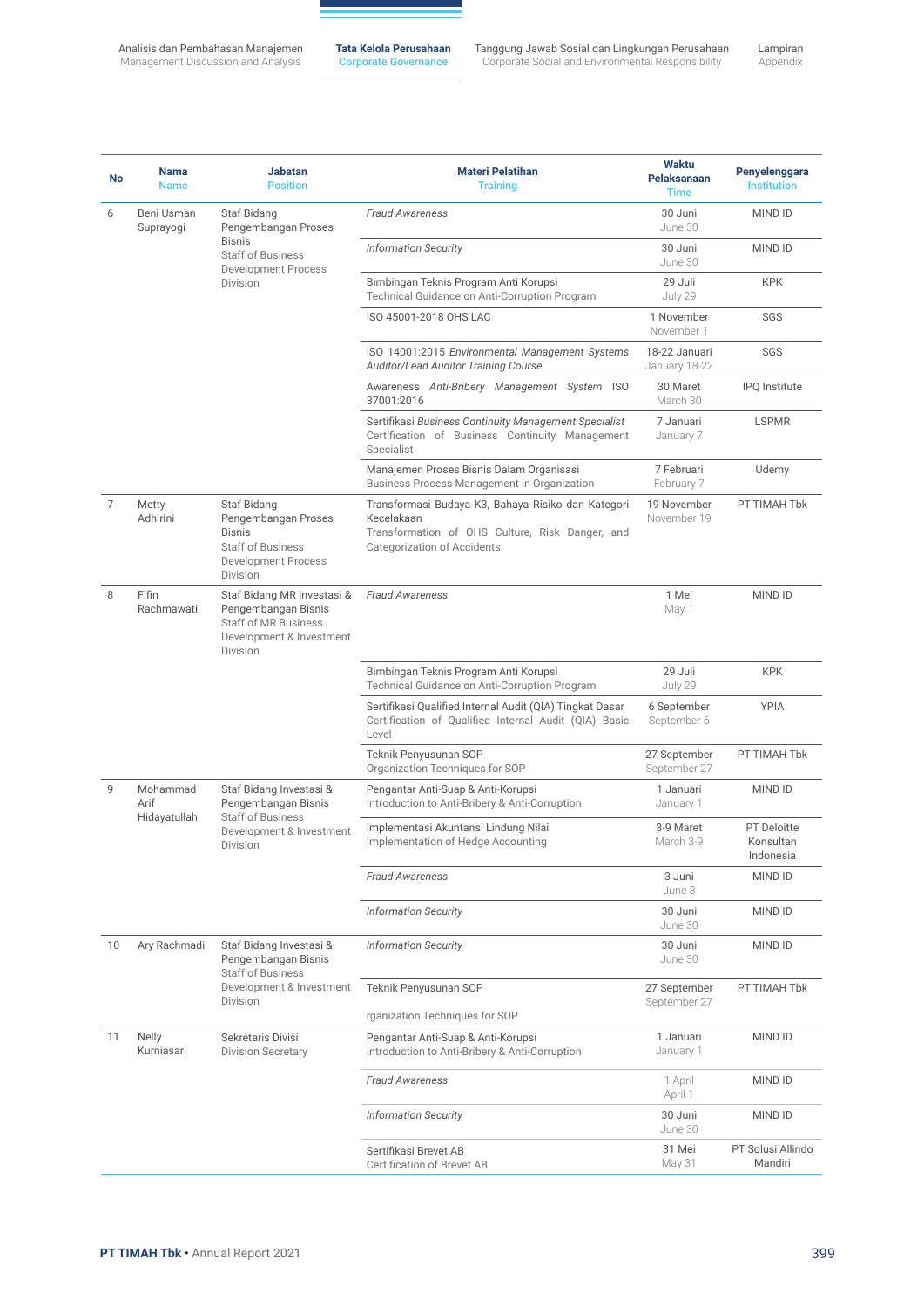| No | Nama<br>Name | Jabatan<br>Position | Materi Pelatihan<br>Training | Waktu Pelaksanaan<br>Time | Penyelenggara<br>Institution |
|---|---|---|---|---|---|
| 6 | Beni Usman Suprayogi | Staf Bidang Pengembangan Proses Bisnis<br>Staff of Business Development Process Division | *Fraud Awareness* | 30 Juni<br>June 30 | MIND ID |
| | | | *Information Security* | 30 Juni<br>June 30 | MIND ID |
| | | | Bimbingan Teknis Program Anti Korupsi<br>Technical Guidance on Anti-Corruption Program | 29 Juli<br>July 29 | KPK |
| | | | ISO 45001-2018 OHS LAC | 1 November<br>November 1 | SGS |
| | | | ISO 14001:2015 *Environmental Management Systems Auditor/Lead Auditor Training Course* | 18-22 Januari<br>January 18-22 | SGS |
| | | | Awareness *Anti-Bribery Management System* ISO 37001:2016 | 30 Maret<br>March 30 | IPQ Institute |
| | | | Sertifikasi *Business Continuity Management Specialist*<br>Certification of Business Continuity Management Specialist | 7 Januari<br>January 7 | LSPMR |
| | | | Manajemen Proses Bisnis Dalam Organisasi<br>Business Process Management in Organization | 7 Februari<br>February 7 | Udemy |
| 7 | Metty Adhirini | Staf Bidang Pengembangan Proses Bisnis<br>Staff of Business Development Process Division | Transformasi Budaya K3, Bahaya Risiko dan Kategori Kecelakaan<br>Transformation of OHS Culture, Risk Danger, and Categorization of Accidents | 19 November<br>November 19 | PT TIMAH Tbk |
| 8 | Fifin Rachmawati | Staf Bidang MR Investasi & Pengembangan Bisnis<br>Staff of MR Business Development & Investment Division | *Fraud Awareness* | 1 Mei<br>May 1 | MIND ID |
| | | | Bimbingan Teknis Program Anti Korupsi<br>Technical Guidance on Anti-Corruption Program | 29 Juli<br>July 29 | KPK |
| | | | Sertifikasi Qualified Internal Audit (QIA) Tingkat Dasar<br>Certification of Qualified Internal Audit (QIA) Basic Level | 6 September<br>September 6 | YPIA |
| | | | Teknik Penyusunan SOP<br>Organization Techniques for SOP | 27 September<br>September 27 | PT TIMAH Tbk |
| 9 | Mohammad Arif Hidayatullah | Staf Bidang Investasi & Pengembangan Bisnis<br>Staff of Business Development & Investment Division | Pengantar Anti-Suap & Anti-Korupsi<br>Introduction to Anti-Bribery & Anti-Corruption | 1 Januari<br>January 1 | MIND ID |
| | | | Implementasi Akuntansi Lindung Nilai<br>Implementation of Hedge Accounting | 3-9 Maret<br>March 3-9 | PT Deloitte Konsultan Indonesia |
| | | | *Fraud Awareness* | 3 Juni<br>June 3 | MIND ID |
| | | | *Information Security* | 30 Juni<br>June 30 | MIND ID |
| 10 | Ary Rachmadi | Staf Bidang Investasi & Pengembangan Bisnis<br>Staff of Business Development & Investment Division | *Information Security* | 30 Juni<br>June 30 | MIND ID |
| | | | Teknik Penyusunan SOP<br>rganization Techniques for SOP | 27 September<br>September 27 | PT TIMAH Tbk |
| 11 | Nelly Kurniasari | Sekretaris Divisi<br>Division Secretary | Pengantar Anti-Suap & Anti-Korupsi<br>Introduction to Anti-Bribery & Anti-Corruption | 1 Januari<br>January 1 | MIND ID |
| | | | *Fraud Awareness* | 1 April<br>April 1 | MIND ID |
| | | | *Information Security* | 30 Juni<br>June 30 | MIND ID |
| | | | Sertifikasi Brevet AB<br>Certification of Brevet AB | 31 Mei<br>May 31 | PT Solusi Allindo Mandiri |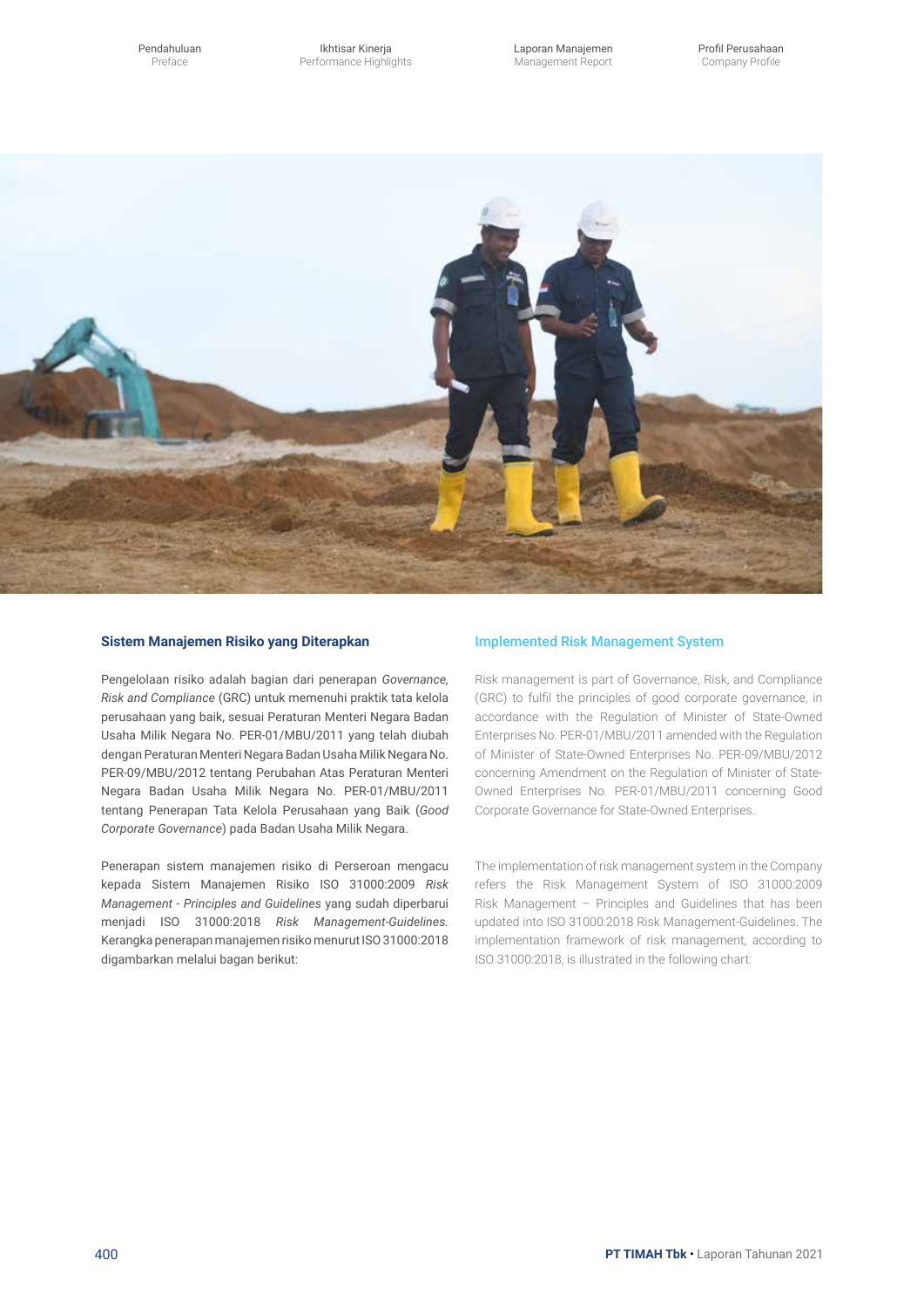## Sistem Manajemen Risiko yang Diterapkan

Pengelolaan risiko adalah bagian dari penerapan *Governance, Risk and Compliance* (GRC) untuk memenuhi praktik tata kelola perusahaan yang baik, sesuai Peraturan Menteri Negara Badan Usaha Milik Negara No. PER-01/MBU/2011 yang telah diubah dengan Peraturan Menteri Negara Badan Usaha Milik Negara No. PER-09/MBU/2012 tentang Perubahan Atas Peraturan Menteri Negara Badan Usaha Milik Negara No. PER-01/MBU/2011 tentang Penerapan Tata Kelola Perusahaan yang Baik (*Good Corporate Governance*) pada Badan Usaha Milik Negara.

Penerapan sistem manajemen risiko di Perseroan mengacu kepada Sistem Manajemen Risiko ISO 31000:2009 *Risk Management - Principles and Guidelines* yang sudah diperbarui menjadi ISO 31000:2018 *Risk Management-Guidelines*. Kerangka penerapan manajemen risiko menurut ISO 31000:2018 digambarkan melalui bagan berikut:

## Implemented Risk Management System

Risk management is part of Governance, Risk, and Compliance (GRC) to fulfil the principles of good corporate governance, in accordance with the Regulation of Minister of State-Owned Enterprises No. PER-01/MBU/2011 amended with the Regulation of Minister of State-Owned Enterprises No. PER-09/MBU/2012 concerning Amendment on the Regulation of Minister of State-Owned Enterprises No. PER-01/MBU/2011 concerning Good Corporate Governance for State-Owned Enterprises.

The implementation of risk management system in the Company refers the Risk Management System of ISO 31000:2009 Risk Management – Principles and Guidelines that has been updated into ISO 31000:2018 Risk Management-Guidelines. The implementation framework of risk management, according to ISO 31000:2018, is illustrated in the following chart: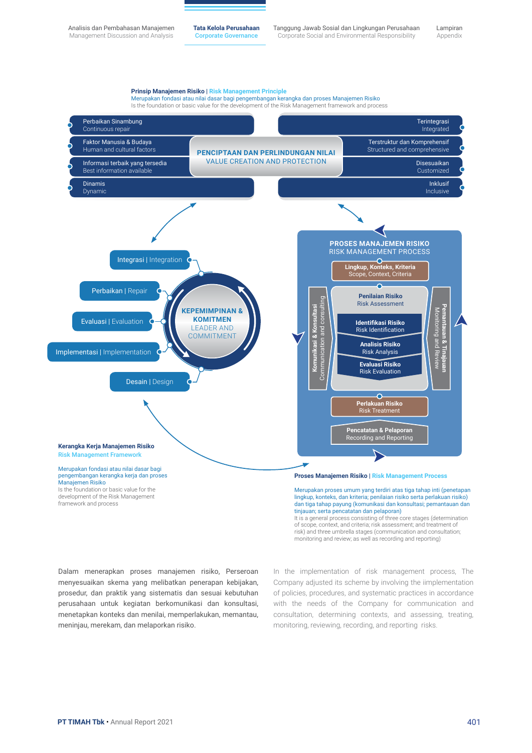**Prinsip Manajemen Risiko** | Risk Management Principle

Merupakan fondasi atau nilai dasar bagi pengembangan kerangka dan proses Manajemen Risiko
Is the foundation or basic value for the development of the Risk Management framework and process

- Perbaikan Sinambung / Continuous repair
- Faktor Manusia & Budaya / Human and cultural factors
- Informasi terbaik yang tersedia / Best information available
- Dinamis / Dynamic
- Terintegrasi / Integrated
- Terstruktur dan Komprehensif / Structured and comprehensive
- Disesuaikan / Customized
- Inklusif / Inclusive

**PENCIPTAAN DAN PERLINDUNGAN NILAI**
VALUE CREATION AND PROTECTION

**KEPEMIMPINAN & KOMITMEN**
LEADER AND COMMITMENT

- Integrasi | Integration
- Perbaikan | Repair
- Evaluasi | Evaluation
- Implementasi | Implementation
- Desain | Design

**PROSES MANAJEMEN RISIKO**
RISK MANAGEMENT PROCESS

- Lingkup, Konteks, Kriteria / Scope, Context, Criteria
- Penilaian Risiko / Risk Assessment
  - Identifikasi Risiko / Risk Identification
  - Analisis Risiko / Risk Analysis
  - Evaluasi Risiko / Risk Evaluation
- Perlakuan Risiko / Risk Treatment
- Pencatatan & Pelaporan / Recording and Reporting
- Komunikasi & Konsultasi / Communication and consulting
- Pemantauan & Tinjauan / Monitoring and Review

**Kerangka Kerja Manajemen Risiko**
Risk Management Framework

Merupakan fondasi atau nilai dasar bagi pengembangan kerangka kerja dan proses Manajemen Risiko
Is the foundation or basic value for the development of the Risk Management framework and process

**Proses Manajemen Risiko** | Risk Management Process

Merupakan proses umum yang terdiri atas tiga tahap inti (penetapan lingkup, konteks, dan kriteria; penilaian risiko serta perlakuan risiko) dan tiga tahap payung (komunikasi dan konsultasi; pemantauan dan tinjauan; serta pencatatan dan pelaporan)
It is a general process consisting of three core stages (determination of scope, context, and criteria; risk assessment; and treatment of risk) and three umbrella stages (communication and consultation; monitoring and review; as well as recording and reporting)

Dalam menerapkan proses manajemen risiko, Perseroan menyesuaikan skema yang melibatkan penerapan kebijakan, prosedur, dan praktik yang sistematis dan sesuai kebutuhan perusahaan untuk kegiatan berkomunikasi dan konsultasi, menetapkan konteks dan menilai, memperlakukan, memantau, meninjau, merekam, dan melaporkan risiko.

In the implementation of risk management process, The Company adjusted its scheme by involving the iimplementation of policies, procedures, and systematic practices in accordance with the needs of the Company for communication and consultation, determining contexts, and assessing, treating, monitoring, reviewing, recording, and reporting risks.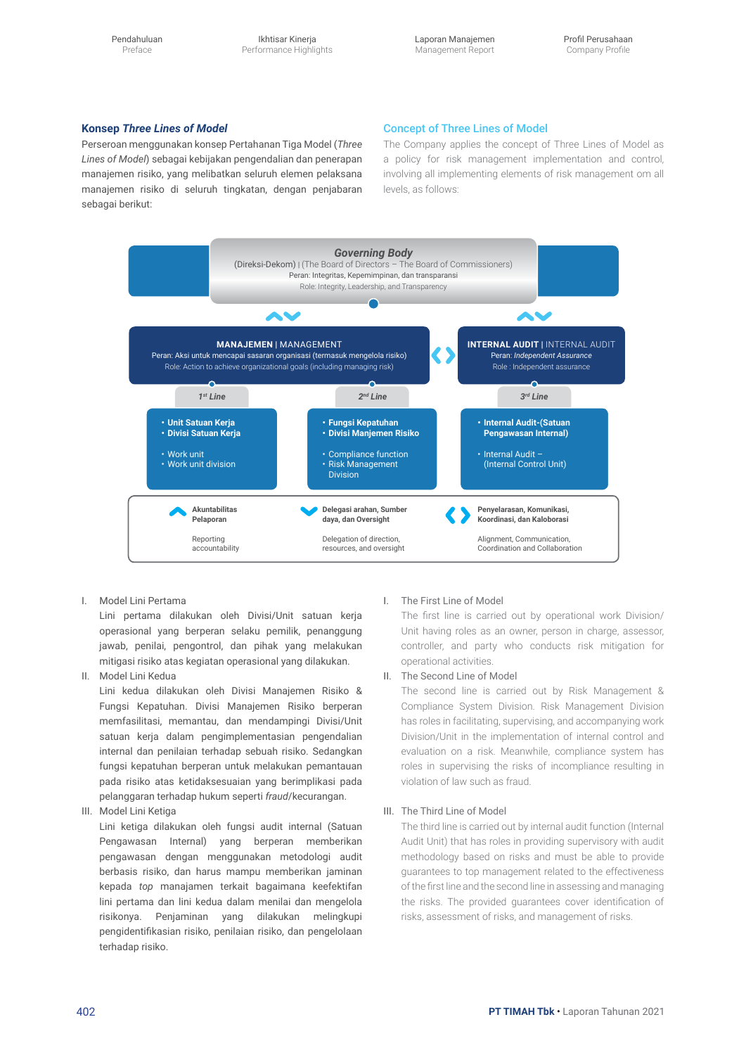### Konsep *Three Lines of Model*

Perseroan menggunakan konsep Pertahanan Tiga Model (*Three Lines of Model*) sebagai kebijakan pengendalian dan penerapan manajemen risiko, yang melibatkan seluruh elemen pelaksana manajemen risiko di seluruh tingkatan, dengan penjabaran sebagai berikut:

### Concept of Three Lines of Model

The Company applies the concept of Three Lines of Model as a policy for risk management implementation and control, involving all implementing elements of risk management om all levels, as follows:

***Governing Body***
(Direksi-Dekom) | (The Board of Directors – The Board of Commissioners)
Peran: Integritas, Kepemimpinan, dan transparansi
Role: Integrity, Leadership, and Transparency

**MANAJEMEN** | MANAGEMENT
Peran: Aksi untuk mencapai sasaran organisasi (termasuk mengelola risiko)
Role: Action to achieve organizational goals (including managing risk)

**INTERNAL AUDIT** | INTERNAL AUDIT
Peran: *Independent Assurance*
Role : Independent assurance

*1st Line*
- **Unit Satuan Kerja**
- **Divisi Satuan Kerja**
- Work unit
- Work unit division

*2nd Line*
- **Fungsi Kepatuhan**
- **Divisi Manjemen Risiko**
- Compliance function
- Risk Management Division

*3rd Line*
- **Internal Audit-(Satuan Pengawasan Internal)**
- Internal Audit – (Internal Control Unit)

**Akuntabilitas Pelaporan** – Reporting accountability
**Delegasi arahan, Sumber daya, dan Oversight** – Delegation of direction, resources, and oversight
**Penyelarasan, Komunikasi, Koordinasi, dan Kaloborasi** – Alignment, Communication, Coordination and Collaboration

I. Model Lini Pertama
Lini pertama dilakukan oleh Divisi/Unit satuan kerja operasional yang berperan selaku pemilik, penanggung jawab, penilai, pengontrol, dan pihak yang melakukan mitigasi risiko atas kegiatan operasional yang dilakukan.

II. Model Lini Kedua
Lini kedua dilakukan oleh Divisi Manajemen Risiko & Fungsi Kepatuhan. Divisi Manajemen Risiko berperan memfasilitasi, memantau, dan mendampingi Divisi/Unit satuan kerja dalam pengimplementasian pengendalian internal dan penilaian terhadap sebuah risiko. Sedangkan fungsi kepatuhan berperan untuk melakukan pemantauan pada risiko atas ketidaksesuaian yang berimplikasi pada pelanggaran terhadap hukum seperti *fraud*/kecurangan.

III. Model Lini Ketiga
Lini ketiga dilakukan oleh fungsi audit internal (Satuan Pengawasan Internal) yang berperan memberikan pengawasan dengan menggunakan metodologi audit berbasis risiko, dan harus mampu memberikan jaminan kepada *top* manajemen terkait bagaimana keefektifan lini pertama dan lini kedua dalam menilai dan mengelola risikonya. Penjaminan yang dilakukan melingkupi pengidentifikasian risiko, penilaian risiko, dan pengelolaan terhadap risiko.

I. The First Line of Model
The first line is carried out by operational work Division/ Unit having roles as an owner, person in charge, assessor, controller, and party who conducts risk mitigation for operational activities.

II. The Second Line of Model
The second line is carried out by Risk Management & Compliance System Division. Risk Management Division has roles in facilitating, supervising, and accompanying work Division/Unit in the implementation of internal control and evaluation on a risk. Meanwhile, compliance system has roles in supervising the risks of incompliance resulting in violation of law such as fraud.

III. The Third Line of Model
The third line is carried out by internal audit function (Internal Audit Unit) that has roles in providing supervisory with audit methodology based on risks and must be able to provide guarantees to top management related to the effectiveness of the first line and the second line in assessing and managing the risks. The provided guarantees cover identification of risks, assessment of risks, and management of risks.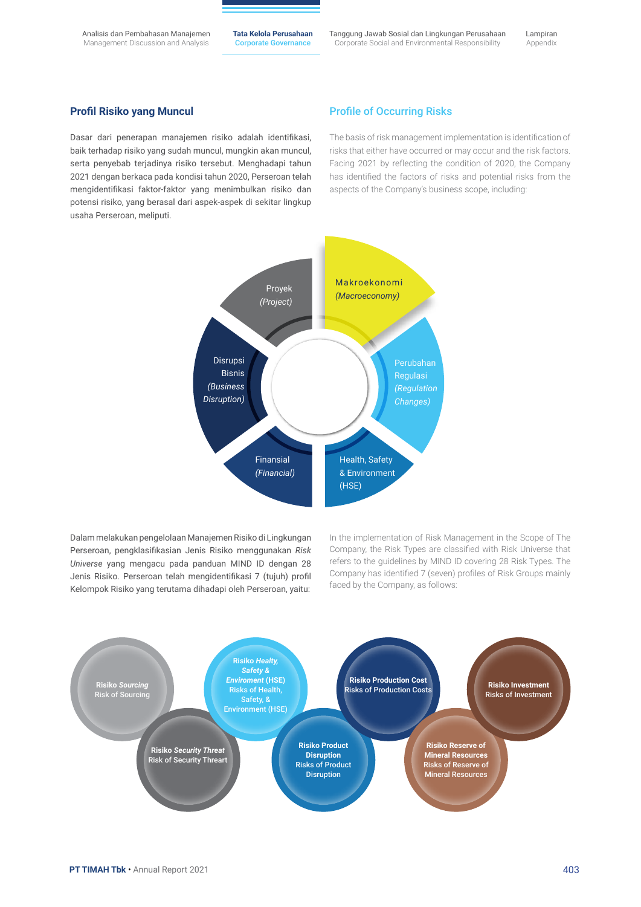## Profil Risiko yang Muncul

Dasar dari penerapan manajemen risiko adalah identifikasi, baik terhadap risiko yang sudah muncul, mungkin akan muncul, serta penyebab terjadinya risiko tersebut. Menghadapi tahun 2021 dengan berkaca pada kondisi tahun 2020, Perseroan telah mengidentifikasi faktor-faktor yang menimbulkan risiko dan potensi risiko, yang berasal dari aspek-aspek di sekitar lingkup usaha Perseroan, meliputi.

## Profile of Occurring Risks

The basis of risk management implementation is identification of risks that either have occurred or may occur and the risk factors. Facing 2021 by reflecting the condition of 2020, the Company has identified the factors of risks and potential risks from the aspects of the Company's business scope, including:

- Makroekonomi *(Macroeconomy)*
- Perubahan Regulasi *(Regulation Changes)*
- Health, Safety & Environment (HSE)
- Finansial *(Financial)*
- Disrupsi Bisnis *(Business Disruption)*
- Proyek *(Project)*

Dalam melakukan pengelolaan Manajemen Risiko di Lingkungan Perseroan, pengklasifikasian Jenis Risiko menggunakan *Risk Universe* yang mengacu pada panduan MIND ID dengan 28 Jenis Risiko. Perseroan telah mengidentifikasi 7 (tujuh) profil Kelompok Risiko yang terutama dihadapi oleh Perseroan, yaitu:

In the implementation of Risk Management in the Scope of The Company, the Risk Types are classified with Risk Universe that refers to the guidelines by MIND ID covering 28 Risk Types. The Company has identified 7 (seven) profiles of Risk Groups mainly faced by the Company, as follows:

- Risiko *Sourcing* / Risk of Sourcing
- Risiko *Security Threat* / Risk of Security Threart
- Risiko *Healty, Safety & Enviroment* (HSE) / Risks of Health, Safety, & Environment (HSE)
- Risiko Product Disruption / Risks of Product Disruption
- Risiko Production Cost / Risks of Production Costs
- Risiko Reserve of Mineral Resources / Risks of Reserve of Mineral Resources
- Risiko Investment / Risks of Investment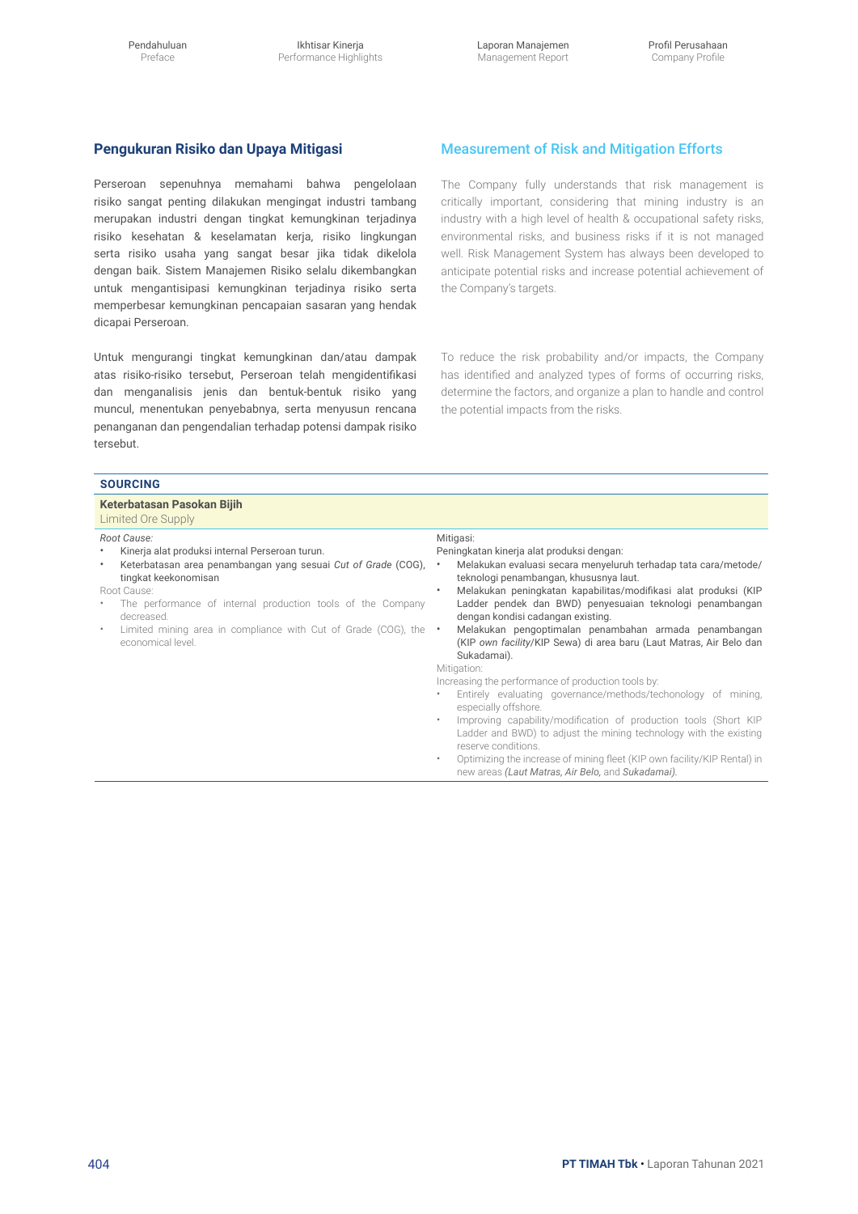## Pengukuran Risiko dan Upaya Mitigasi

Perseroan sepenuhnya memahami bahwa pengelolaan risiko sangat penting dilakukan mengingat industri tambang merupakan industri dengan tingkat kemungkinan terjadinya risiko kesehatan & keselamatan kerja, risiko lingkungan serta risiko usaha yang sangat besar jika tidak dikelola dengan baik. Sistem Manajemen Risiko selalu dikembangkan untuk mengantisipasi kemungkinan terjadinya risiko serta memperbesar kemungkinan pencapaian sasaran yang hendak dicapai Perseroan.

Untuk mengurangi tingkat kemungkinan dan/atau dampak atas risiko-risiko tersebut, Perseroan telah mengidentifikasi dan menganalisis jenis dan bentuk-bentuk risiko yang muncul, menentukan penyebabnya, serta menyusun rencana penanganan dan pengendalian terhadap potensi dampak risiko tersebut.

## Measurement of Risk and Mitigation Efforts

The Company fully understands that risk management is critically important, considering that mining industry is an industry with a high level of health & occupational safety risks, environmental risks, and business risks if it is not managed well. Risk Management System has always been developed to anticipate potential risks and increase potential achievement of the Company's targets.

To reduce the risk probability and/or impacts, the Company has identified and analyzed types of forms of occurring risks, determine the factors, and organize a plan to handle and control the potential impacts from the risks.

| **SOURCING** | |
|---|---|
| **Keterbatasan Pasokan Bijih**<br>Limited Ore Supply | |
| *Root Cause:*<br>• Kinerja alat produksi internal Perseroan turun.<br>• Keterbatasan area penambangan yang sesuai *Cut of Grade* (COG), tingkat keekonomisan<br>Root Cause:<br>• The performance of internal production tools of the Company decreased.<br>• Limited mining area in compliance with Cut of Grade (COG), the economical level. | Mitigasi:<br>Peningkatan kinerja alat produksi dengan:<br>• Melakukan evaluasi secara menyeluruh terhadap tata cara/metode/ teknologi penambangan, khususnya laut.<br>• Melakukan peningkatan kapabilitas/modifikasi alat produksi (KIP Ladder pendek dan BWD) penyesuaian teknologi penambangan dengan kondisi cadangan existing.<br>• Melakukan pengoptimalan penambahan armada penambangan (KIP *own facility*/KIP Sewa) di area baru (Laut Matras, Air Belo dan Sukadamai).<br>Mitigation:<br>Increasing the performance of production tools by:<br>• Entirely evaluating governance/methods/techonology of mining, especially offshore.<br>• Improving capability/modification of production tools (Short KIP Ladder and BWD) to adjust the mining technology with the existing reserve conditions.<br>• Optimizing the increase of mining fleet (KIP own facility/KIP Rental) in new areas *(Laut Matras, Air Belo,* and *Sukadamai).* |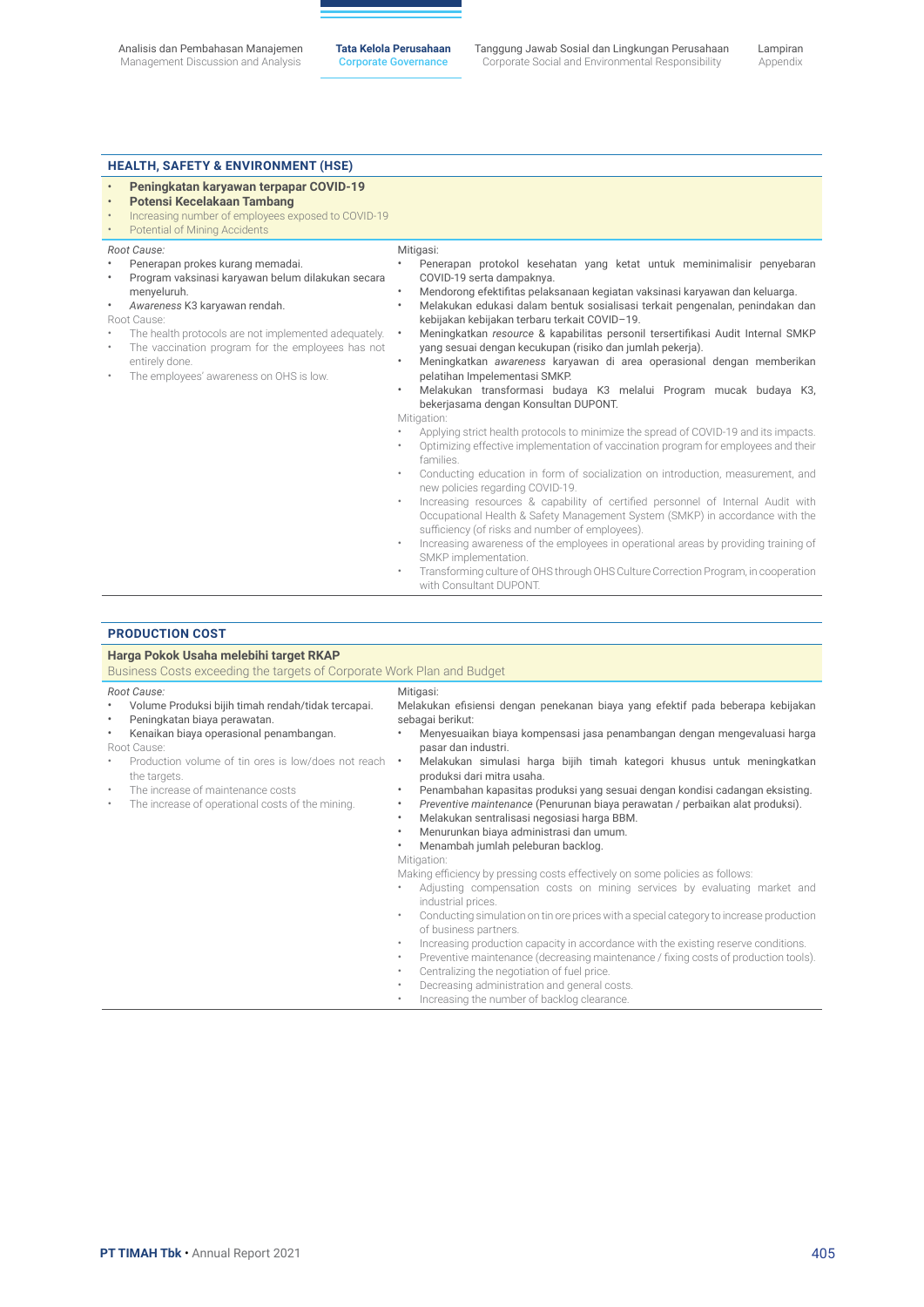## HEALTH, SAFETY & ENVIRONMENT (HSE)

- **Peningkatan karyawan terpapar COVID-19**
- **Potensi Kecelakaan Tambang**
- Increasing number of employees exposed to COVID-19
- Potential of Mining Accidents

*Root Cause:*

- Penerapan prokes kurang memadai.
- Program vaksinasi karyawan belum dilakukan secara menyeluruh.
- *Awareness* K3 karyawan rendah.

Root Cause:

- The health protocols are not implemented adequately.
- The vaccination program for the employees has not entirely done.
- The employees' awareness on OHS is low.

Mitigasi:

- Penerapan protokol kesehatan yang ketat untuk meminimalisir penyebaran COVID-19 serta dampaknya.
- Mendorong efektifitas pelaksanaan kegiatan vaksinasi karyawan dan keluarga.
- Melakukan edukasi dalam bentuk sosialisasi terkait pengenalan, penindakan dan kebijakan kebijakan terbaru terkait COVID–19.
- Meningkatkan *resource* & kapabilitas personil tersertifikasi Audit Internal SMKP yang sesuai dengan kecukupan (risiko dan jumlah pekerja).
- Meningkatkan *awareness* karyawan di area operasional dengan memberikan pelatihan Impelementasi SMKP.
- Melakukan transformasi budaya K3 melalui Program mucak budaya K3, bekerjasama dengan Konsultan DUPONT.

Mitigation:

- Applying strict health protocols to minimize the spread of COVID-19 and its impacts.
- Optimizing effective implementation of vaccination program for employees and their families.
- Conducting education in form of socialization on introduction, measurement, and new policies regarding COVID-19.
- Increasing resources & capability of certified personnel of Internal Audit with Occupational Health & Safety Management System (SMKP) in accordance with the sufficiency (of risks and number of employees).
- Increasing awareness of the employees in operational areas by providing training of SMKP implementation.
- Transforming culture of OHS through OHS Culture Correction Program, in cooperation with Consultant DUPONT.

## PRODUCTION COST

**Harga Pokok Usaha melebihi target RKAP**

Business Costs exceeding the targets of Corporate Work Plan and Budget

*Root Cause:*

- Volume Produksi bijih timah rendah/tidak tercapai.
- Peningkatan biaya perawatan.
- Kenaikan biaya operasional penambangan.

Root Cause:

- Production volume of tin ores is low/does not reach the targets.
- The increase of maintenance costs
- The increase of operational costs of the mining.

Mitigasi:

Melakukan efisiensi dengan penekanan biaya yang efektif pada beberapa kebijakan sebagai berikut:

- Menyesuaikan biaya kompensasi jasa penambangan dengan mengevaluasi harga pasar dan industri.
- Melakukan simulasi harga bijih timah kategori khusus untuk meningkatkan produksi dari mitra usaha.
- Penambahan kapasitas produksi yang sesuai dengan kondisi cadangan eksisting.
- *Preventive maintenance* (Penurunan biaya perawatan / perbaikan alat produksi).
- Melakukan sentralisasi negosiasi harga BBM.
- Menurunkan biaya administrasi dan umum.
- Menambah jumlah peleburan backlog.

Mitigation:

Making efficiency by pressing costs effectively on some policies as follows:

- Adjusting compensation costs on mining services by evaluating market and industrial prices.
- Conducting simulation on tin ore prices with a special category to increase production of business partners.
- Increasing production capacity in accordance with the existing reserve conditions.
- Preventive maintenance (decreasing maintenance / fixing costs of production tools).
- Centralizing the negotiation of fuel price.
- Decreasing administration and general costs.
- Increasing the number of backlog clearance.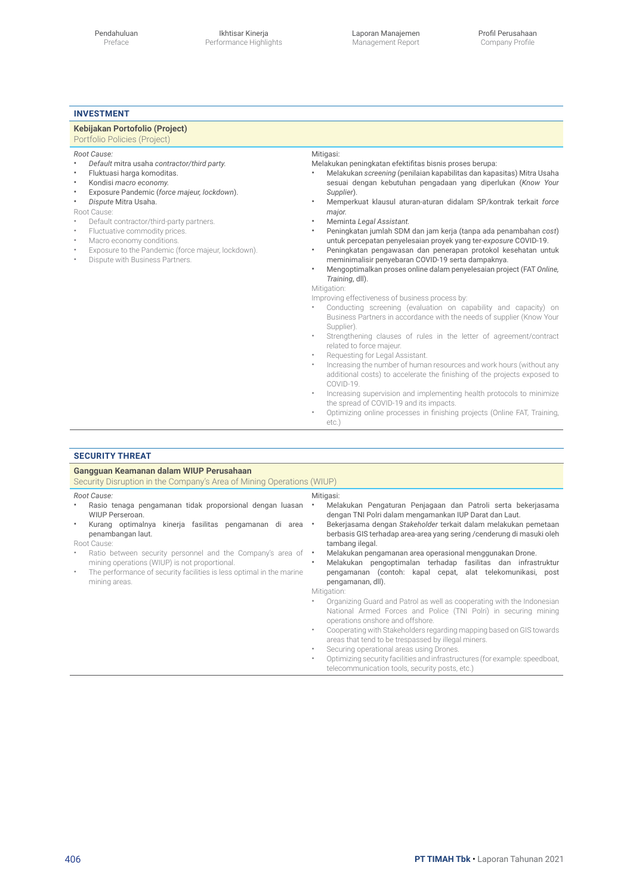## INVESTMENT

**Kebijakan Portofolio (Project)**
Portfolio Policies (Project)

*Root Cause:*
- *Default* mitra usaha *contractor/third party.*
- Fluktuasi harga komoditas.
- Kondisi *macro economy.*
- Exposure Pandemic (*force majeur, lockdown*).
- *Dispute* Mitra Usaha.

Root Cause:
- Default contractor/third-party partners.
- Fluctuative commodity prices.
- Macro economy conditions.
- Exposure to the Pandemic (force majeur, lockdown).
- Dispute with Business Partners.

Mitigasi:
Melakukan peningkatan efektifitas bisnis proses berupa:
- Melakukan *screening* (penilaian kapabilitas dan kapasitas) Mitra Usaha sesuai dengan kebutuhan pengadaan yang diperlukan (*Know Your Supplier*).
- Memperkuat klausul aturan-aturan didalam SP/kontrak terkait *force major.*
- Meminta *Legal Assistant.*
- Peningkatan jumlah SDM dan jam kerja (tanpa ada penambahan *cost*) untuk percepatan penyelesaian proyek yang ter-*exposure* COVID-19.
- Peningkatan pengawasan dan penerapan protokol kesehatan untuk meminimalisir penyebaran COVID-19 serta dampaknya.
- Mengoptimalkan proses online dalam penyelesaian project (FAT *Online, Training*, dll).

Mitigation:
Improving effectiveness of business process by:
- Conducting screening (evaluation on capability and capacity) on Business Partners in accordance with the needs of supplier (Know Your Supplier).
- Strengthening clauses of rules in the letter of agreement/contract related to force majeur.
- Requesting for Legal Assistant.
- Increasing the number of human resources and work hours (without any additional costs) to accelerate the finishing of the projects exposed to COVID-19.
- Increasing supervision and implementing health protocols to minimize the spread of COVID-19 and its impacts.
- Optimizing online processes in finishing projects (Online FAT, Training, etc.)

## SECURITY THREAT

**Gangguan Keamanan dalam WIUP Perusahaan**
Security Disruption in the Company's Area of Mining Operations (WIUP)

*Root Cause:*
- Rasio tenaga pengamanan tidak proporsional dengan luasan WIUP Perseroan.
- Kurang optimalnya kinerja fasilitas pengamanan di area penambangan laut.

Root Cause:
- Ratio between security personnel and the Company's area of mining operations (WIUP) is not proportional.
- The performance of security facilities is less optimal in the marine mining areas.

Mitigasi:
- Melakukan Pengaturan Penjagaan dan Patroli serta bekerjasama dengan TNI Polri dalam mengamankan IUP Darat dan Laut.
- Bekerjasama dengan *Stakeholder* terkait dalam melakukan pemetaan berbasis GIS terhadap area-area yang sering /cenderung di masuki oleh tambang ilegal.
- Melakukan pengamanan area operasional menggunakan Drone.
- Melakukan pengoptimalan terhadap fasilitas dan infrastruktur pengamanan (contoh: kapal cepat, alat telekomunikasi, post pengamanan, dll).

Mitigation:
- Organizing Guard and Patrol as well as cooperating with the Indonesian National Armed Forces and Police (TNI Polri) in securing mining operations onshore and offshore.
- Cooperating with Stakeholders regarding mapping based on GIS towards areas that tend to be trespassed by illegal miners.
- Securing operational areas using Drones.
- Optimizing security facilities and infrastructures (for example: speedboat, telecommunication tools, security posts, etc.)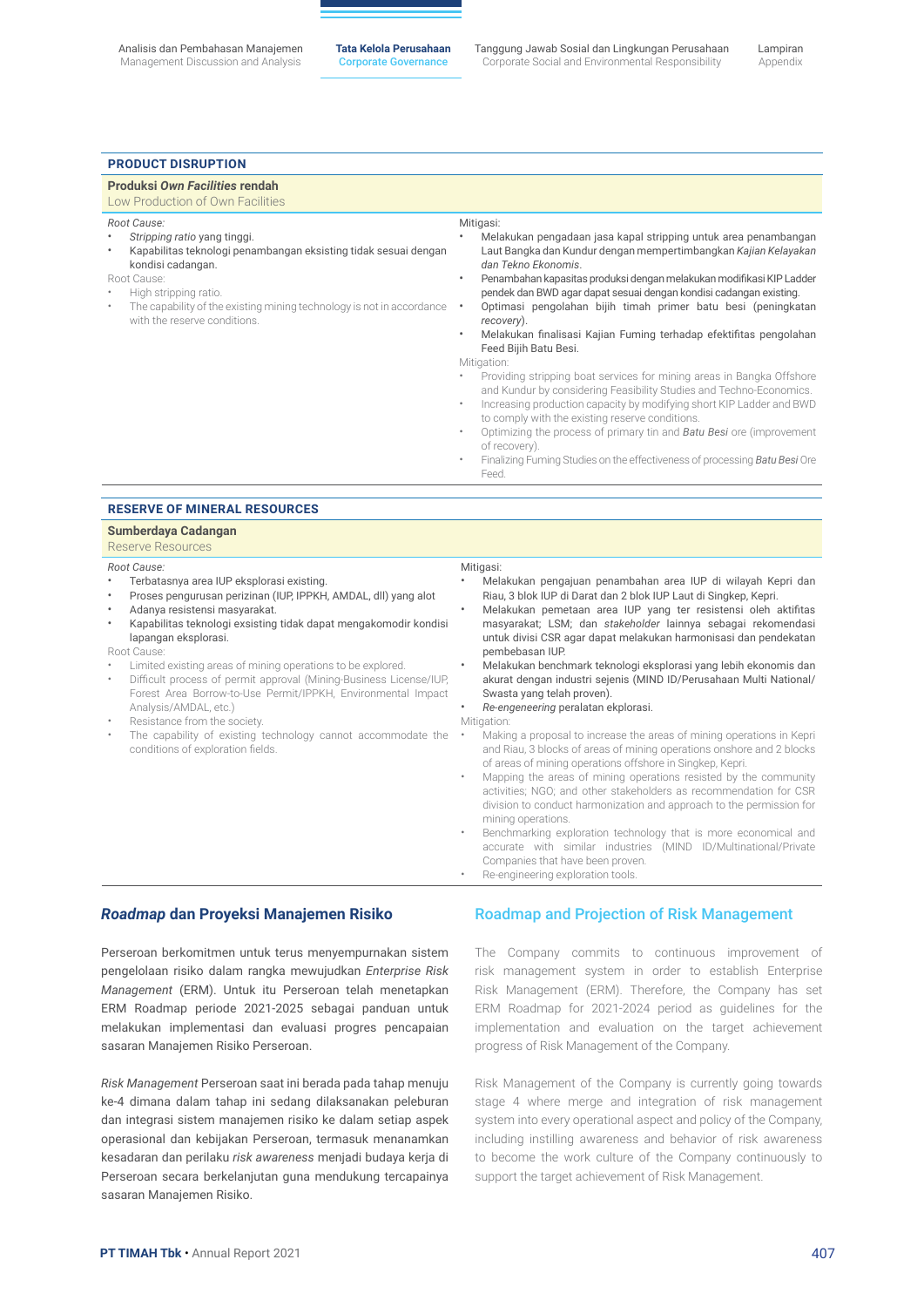### PRODUCT DISRUPTION

**Produksi *Own Facilities* rendah**
Low Production of Own Facilities

| Root Cause | Mitigasi |
|---|---|
| *Root Cause:*<br>• *Stripping ratio* yang tinggi.<br>• Kapabilitas teknologi penambangan eksisting tidak sesuai dengan kondisi cadangan.<br>Root Cause:<br>• High stripping ratio.<br>• The capability of the existing mining technology is not in accordance with the reserve conditions. | Mitigasi:<br>• Melakukan pengadaan jasa kapal stripping untuk area penambangan Laut Bangka dan Kundur dengan mempertimbangkan *Kajian Kelayakan dan Tekno Ekonomis*.<br>• Penambahan kapasitas produksi dengan melakukan modifikasi KIP Ladder pendek dan BWD agar dapat sesuai dengan kondisi cadangan existing.<br>• Optimasi pengolahan bijih timah primer batu besi (peningkatan *recovery*).<br>• Melakukan finalisasi Kajian Fuming terhadap efektifitas pengolahan Feed Bijih Batu Besi.<br>Mitigation:<br>• Providing stripping boat services for mining areas in Bangka Offshore and Kundur by considering Feasibility Studies and Techno-Economics.<br>• Increasing production capacity by modifying short KIP Ladder and BWD to comply with the existing reserve conditions.<br>• Optimizing the process of primary tin and *Batu Besi* ore (improvement of recovery).<br>• Finalizing Fuming Studies on the effectiveness of processing *Batu Besi* Ore Feed. |

### RESERVE OF MINERAL RESOURCES

**Sumberdaya Cadangan**
Reserve Resources

| Root Cause | Mitigasi |
|---|---|
| *Root Cause:*<br>• Terbatasnya area IUP eksplorasi existing.<br>• Proses pengurusan perizinan (IUP, IPPKH, AMDAL, dll) yang alot<br>• Adanya resistensi masyarakat.<br>• Kapabilitas teknologi exsisting tidak dapat mengakomodir kondisi lapangan eksplorasi.<br>Root Cause:<br>• Limited existing areas of mining operations to be explored.<br>• Difficult process of permit approval (Mining-Business License/IUP, Forest Area Borrow-to-Use Permit/IPPKH, Environmental Impact Analysis/AMDAL, etc.)<br>• Resistance from the society.<br>• The capability of existing technology cannot accommodate the conditions of exploration fields. | Mitigasi:<br>• Melakukan pengajuan penambahan area IUP di wilayah Kepri dan Riau, 3 blok IUP di Darat dan 2 blok IUP Laut di Singkep, Kepri.<br>• Melakukan pemetaan area IUP yang ter resistensi oleh aktifitas masyarakat; LSM; dan *stakeholder* lainnya sebagai rekomendasi untuk divisi CSR agar dapat melakukan harmonisasi dan pendekatan pembebasan IUP.<br>• Melakukan benchmark teknologi eksplorasi yang lebih ekonomis dan akurat dengan industri sejenis (MIND ID/Perusahaan Multi National/ Swasta yang telah proven).<br>• *Re-engeneering* peralatan ekplorasi.<br>Mitigation:<br>• Making a proposal to increase the areas of mining operations in Kepri and Riau, 3 blocks of areas of mining operations onshore and 2 blocks of areas of mining operations offshore in Singkep, Kepri.<br>• Mapping the areas of mining operations resisted by the community activities; NGO; and other stakeholders as recommendation for CSR division to conduct harmonization and approach to the permission for mining operations.<br>• Benchmarking exploration technology that is more economical and accurate with similar industries (MIND ID/Multinational/Private Companies that have been proven.<br>• Re-engineering exploration tools. |

## *Roadmap* dan Proyeksi Manajemen Risiko

Perseroan berkomitmen untuk terus menyempurnakan sistem pengelolaan risiko dalam rangka mewujudkan *Enterprise Risk Management* (ERM). Untuk itu Perseroan telah menetapkan ERM Roadmap periode 2021-2025 sebagai panduan untuk melakukan implementasi dan evaluasi progres pencapaian sasaran Manajemen Risiko Perseroan.

*Risk Management* Perseroan saat ini berada pada tahap menuju ke-4 dimana dalam tahap ini sedang dilaksanakan peleburan dan integrasi sistem manajemen risiko ke dalam setiap aspek operasional dan kebijakan Perseroan, termasuk menanamkan kesadaran dan perilaku *risk awareness* menjadi budaya kerja di Perseroan secara berkelanjutan guna mendukung tercapainya sasaran Manajemen Risiko.

## Roadmap and Projection of Risk Management

The Company commits to continuous improvement of risk management system in order to establish Enterprise Risk Management (ERM). Therefore, the Company has set ERM Roadmap for 2021-2024 period as guidelines for the implementation and evaluation on the target achievement progress of Risk Management of the Company.

Risk Management of the Company is currently going towards stage 4 where merge and integration of risk management system into every operational aspect and policy of the Company, including instilling awareness and behavior of risk awareness to become the work culture of the Company continuously to support the target achievement of Risk Management.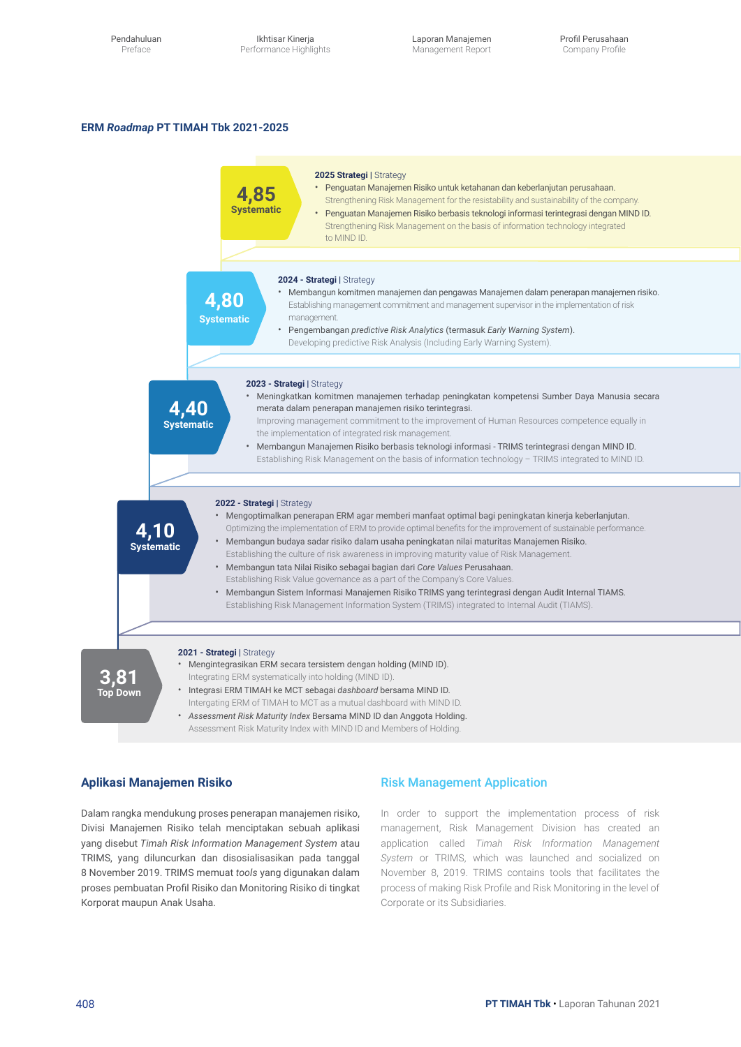### ERM *Roadmap* PT TIMAH Tbk 2021-2025

**4,85 Systematic**

**2025 Strategi** | Strategy

- Penguatan Manajemen Risiko untuk ketahanan dan keberlanjutan perusahaan.
  Strengthening Risk Management for the resistability and sustainability of the company.
- Penguatan Manajemen Risiko berbasis teknologi informasi terintegrasi dengan MIND ID.
  Strengthening Risk Management on the basis of information technology integrated to MIND ID.

**4,80 Systematic**

**2024 - Strategi** | Strategy

- Membangun komitmen manajemen dan pengawas Manajemen dalam penerapan manajemen risiko.
  Establishing management commitment and management supervisor in the implementation of risk management.
- Pengembangan *predictive Risk Analytics* (termasuk *Early Warning System*).
  Developing predictive Risk Analysis (Including Early Warning System).

**4,40 Systematic**

**2023 - Strategi** | Strategy

- Meningkatkan komitmen manajemen terhadap peningkatan kompetensi Sumber Daya Manusia secara merata dalam penerapan manajemen risiko terintegrasi.
  Improving management commitment to the improvement of Human Resources competence equally in the implementation of integrated risk management.
- Membangun Manajemen Risiko berbasis teknologi informasi - TRIMS terintegrasi dengan MIND ID.
  Establishing Risk Management on the basis of information technology – TRIMS integrated to MIND ID.

**4,10 Systematic**

**2022 - Strategi** | Strategy

- Mengoptimalkan penerapan ERM agar memberi manfaat optimal bagi peningkatan kinerja keberlanjutan.
  Optimizing the implementation of ERM to provide optimal benefits for the improvement of sustainable performance.
- Membangun budaya sadar risiko dalam usaha peningkatan nilai maturitas Manajemen Risiko.
  Establishing the culture of risk awareness in improving maturity value of Risk Management.
- Membangun tata Nilai Risiko sebagai bagian dari *Core Values* Perusahaan.
  Establishing Risk Value governance as a part of the Company's Core Values.
- Membangun Sistem Informasi Manajemen Risiko TRIMS yang terintegrasi dengan Audit Internal TIAMS.
  Establishing Risk Management Information System (TRIMS) integrated to Internal Audit (TIAMS).

**3,81 Top Down**

**2021 - Strategi** | Strategy

- Mengintegrasikan ERM secara tersistem dengan holding (MIND ID).
  Integrating ERM systematically into holding (MIND ID).
- Integrasi ERM TIMAH ke MCT sebagai *dashboard* bersama MIND ID.
  Intergating ERM of TIMAH to MCT as a mutual dashboard with MIND ID.
- *Assessment Risk Maturity Index* Bersama MIND ID dan Anggota Holding.
  Assessment Risk Maturity Index with MIND ID and Members of Holding.

## Aplikasi Manajemen Risiko

Dalam rangka mendukung proses penerapan manajemen risiko, Divisi Manajemen Risiko telah menciptakan sebuah aplikasi yang disebut *Timah Risk Information Management System* atau TRIMS, yang diluncurkan dan disosialisasikan pada tanggal 8 November 2019. TRIMS memuat *tools* yang digunakan dalam proses pembuatan Profil Risiko dan Monitoring Risiko di tingkat Korporat maupun Anak Usaha.

## Risk Management Application

In order to support the implementation process of risk management, Risk Management Division has created an application called *Timah Risk Information Management System* or TRIMS, which was launched and socialized on November 8, 2019. TRIMS contains tools that facilitates the process of making Risk Profile and Risk Monitoring in the level of Corporate or its Subsidiaries.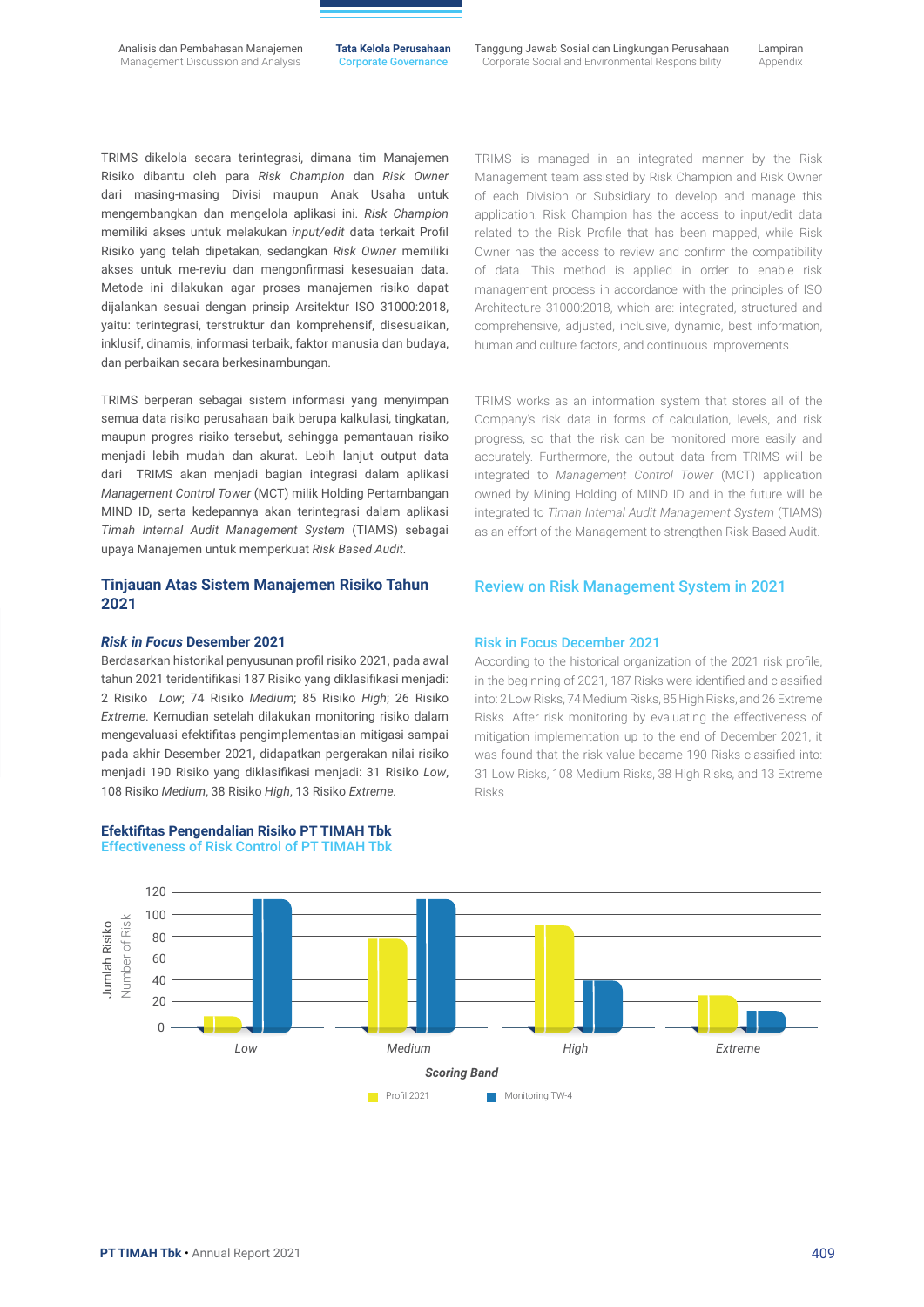TRIMS dikelola secara terintegrasi, dimana tim Manajemen Risiko dibantu oleh para *Risk Champion* dan *Risk Owner* dari masing-masing Divisi maupun Anak Usaha untuk mengembangkan dan mengelola aplikasi ini. *Risk Champion* memiliki akses untuk melakukan *input/edit* data terkait Profil Risiko yang telah dipetakan, sedangkan *Risk Owner* memiliki akses untuk me-reviu dan mengonfirmasi kesesuaian data. Metode ini dilakukan agar proses manajemen risiko dapat dijalankan sesuai dengan prinsip Arsitektur ISO 31000:2018, yaitu: terintegrasi, terstruktur dan komprehensif, disesuaikan, inklusif, dinamis, informasi terbaik, faktor manusia dan budaya, dan perbaikan secara berkesinambungan.

TRIMS is managed in an integrated manner by the Risk Management team assisted by Risk Champion and Risk Owner of each Division or Subsidiary to develop and manage this application. Risk Champion has the access to input/edit data related to the Risk Profile that has been mapped, while Risk Owner has the access to review and confirm the compatibility of data. This method is applied in order to enable risk management process in accordance with the principles of ISO Architecture 31000:2018, which are: integrated, structured and comprehensive, adjusted, inclusive, dynamic, best information, human and culture factors, and continuous improvements.

TRIMS berperan sebagai sistem informasi yang menyimpan semua data risiko perusahaan baik berupa kalkulasi, tingkatan, maupun progres risiko tersebut, sehingga pemantauan risiko menjadi lebih mudah dan akurat. Lebih lanjut output data dari TRIMS akan menjadi bagian integrasi dalam aplikasi *Management Control Tower* (MCT) milik Holding Pertambangan MIND ID, serta kedepannya akan terintegrasi dalam aplikasi *Timah Internal Audit Management System* (TIAMS) sebagai upaya Manajemen untuk memperkuat *Risk Based Audit*.

TRIMS works as an information system that stores all of the Company's risk data in forms of calculation, levels, and risk progress, so that the risk can be monitored more easily and accurately. Furthermore, the output data from TRIMS will be integrated to *Management Control Tower* (MCT) application owned by Mining Holding of MIND ID and in the future will be integrated to *Timah Internal Audit Management System* (TIAMS) as an effort of the Management to strengthen Risk-Based Audit.

## Tinjauan Atas Sistem Manajemen Risiko Tahun 2021

## Review on Risk Management System in 2021

### *Risk in Focus* Desember 2021

Berdasarkan historikal penyusunan profil risiko 2021, pada awal tahun 2021 teridentifikasi 187 Risiko yang diklasifikasi menjadi: 2 Risiko *Low*; 74 Risiko *Medium*; 85 Risiko *High*; 26 Risiko *Extreme*. Kemudian setelah dilakukan monitoring risiko dalam mengevaluasi efektifitas pengimplementasian mitigasi sampai pada akhir Desember 2021, didapatkan pergerakan nilai risiko menjadi 190 Risiko yang diklasifikasi menjadi: 31 Risiko *Low*, 108 Risiko *Medium*, 38 Risiko *High*, 13 Risiko *Extreme*.

### Risk in Focus December 2021

According to the historical organization of the 2021 risk profile, in the beginning of 2021, 187 Risks were identified and classified into: 2 Low Risks, 74 Medium Risks, 85 High Risks, and 26 Extreme Risks. After risk monitoring by evaluating the effectiveness of mitigation implementation up to the end of December 2021, it was found that the risk value became 190 Risks classified into: 31 Low Risks, 108 Medium Risks, 38 High Risks, and 13 Extreme Risks.

**Efektifitas Pengendalian Risiko PT TIMAH Tbk**
Effectiveness of Risk Control of PT TIMAH Tbk

Jumlah Risiko / Number of Risk (0–120)

| Scoring Band | Profil 2021 | Monitoring TW-4 |
|---|---|---|
| *Low* | 2 | 31 |
| *Medium* | 74 | 108 |
| *High* | 85 | 38 |
| *Extreme* | 26 | 13 |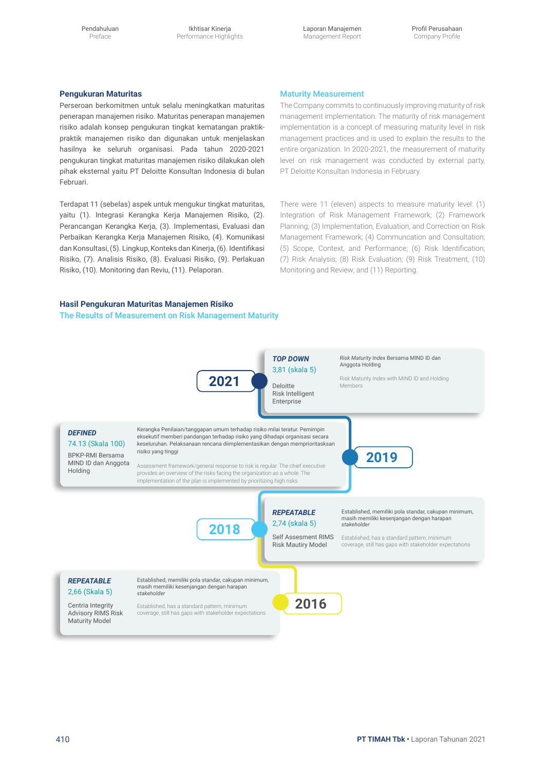### Pengukuran Maturitas

Perseroan berkomitmen untuk selalu meningkatkan maturitas penerapan manajemen risiko. Maturitas penerapan manajemen risiko adalah konsep pengukuran tingkat kematangan praktik-praktik manajemen risiko dan digunakan untuk menjelaskan hasilnya ke seluruh organisasi. Pada tahun 2020-2021 pengukuran tingkat maturitas manajemen risiko dilakukan oleh pihak eksternal yaitu PT Deloitte Konsultan Indonesia di bulan Februari.

Terdapat 11 (sebelas) aspek untuk mengukur tingkat maturitas, yaitu (1). Integrasi Kerangka Kerja Manajemen Risiko, (2). Perancangan Kerangka Kerja, (3). Implementasi, Evaluasi dan Perbaikan Kerangka Kerja Manajemen Risiko, (4). Komunikasi dan Konsultasi, (5). Lingkup, Konteks dan Kinerja, (6). Identifikasi Risiko, (7). Analisis Risiko, (8). Evaluasi Risiko, (9). Perlakuan Risiko, (10). Monitoring dan Reviu, (11). Pelaporan.

### Maturity Measurement

The Company commits to continuously improving maturity of risk management implementation. The maturity of risk management implementation is a concept of measuring maturity level in risk management practices and is used to explain the results to the entire organization. In 2020-2021, the measurement of maturity level on risk management was conducted by external party, PT Deloitte Konsultan Indonesia in February.

There were 11 (eleven) aspects to measure maturity level: (1) Integration of Risk Management Framework; (2) Framework Planning; (3) Implementation, Evaluation, and Correction on Risk Management Framework; (4) Communcation and Consultation; (5) Scope, Context, and Performance; (6) Risk Identification; (7) Risk Analysis; (8) Risk Evaluation; (9) Risk Treatment; (10) Monitoring and Review; and (11) Reporting.

### Hasil Pengukuran Maturitas Manajemen Risiko
### The Results of Measurement on Risk Management Maturity

**2021**

***TOP DOWN***
3,81 (skala 5)
Deloitte Risk Intelligent Enterprise

*Risk Maturity Index* Bersama MIND ID dan Anggota Holding

Risk Maturity Index with MIND ID and Holding Members

**2019**

***DEFINED***
74.13 (Skala 100)
BPKP-RMI Bersama MIND ID dan Anggota Holding

Kerangka Penilaian/tanggapan umum terhadap risiko mulai teratur. Pemimpin eksekutif memberi pandangan terhadap risiko yang dihadapi organisasi secara keseluruhan. Pelaksanaan rencana diimplementasikan dengan memprioritaskan risiko yang tinggi

Assessment framework/general response to risk is regular. The chief executive provides an overview of the risks facing the organization as a whole. The implementation of the plan is implemented by prioritizing high risks

**2018**

***REPEATABLE***
2,74 (skala 5)
Self Assesment RIMS Risk Mautiry Model

Established, memiliki pola standar, cakupan minimum, masih memiliki kesenjangan dengan harapan *stakeholder*

Established, has a standard pattern, minimum coverage, still has gaps with stakeholder expectations

**2016**

***REPEATABLE***
2,66 (Skala 5)
Centria Integrity Advisory RIMS Risk Maturity Model

Established, memiliki pola standar, cakupan minimum, masih memiliki kesenjangan dengan harapan *stakeholder*

Established, has a standard pattern, minimum coverage, still has gaps with stakeholder expectations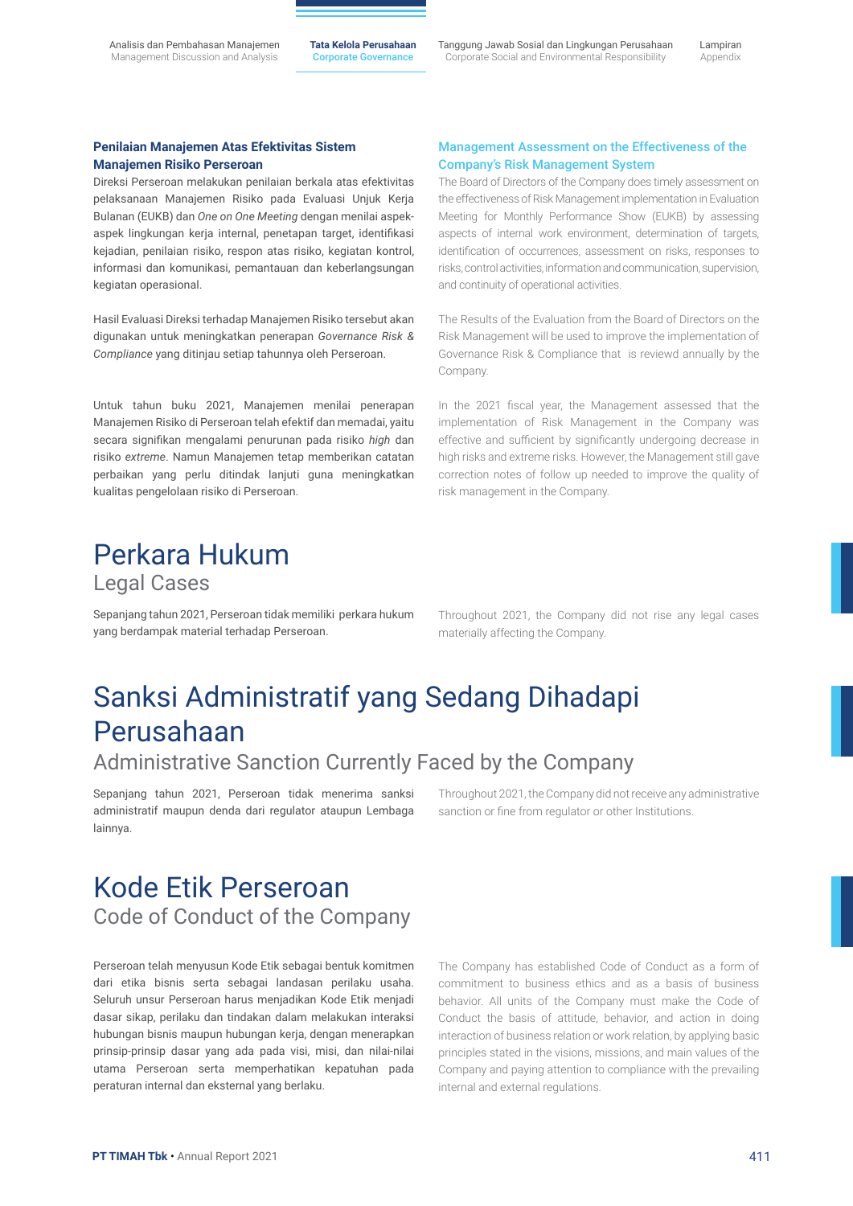### Penilaian Manajemen Atas Efektivitas Sistem Manajemen Risiko Perseroan

Direksi Perseroan melakukan penilaian berkala atas efektivitas pelaksanaan Manajemen Risiko pada Evaluasi Unjuk Kerja Bulanan (EUKB) dan *One on One Meeting* dengan menilai aspek-aspek lingkungan kerja internal, penetapan target, identifikasi kejadian, penilaian risiko, respon atas risiko, kegiatan kontrol, informasi dan komunikasi, pemantauan dan keberlangsungan kegiatan operasional.

Hasil Evaluasi Direksi terhadap Manajemen Risiko tersebut akan digunakan untuk meningkatkan penerapan *Governance Risk & Compliance* yang ditinjau setiap tahunnya oleh Perseroan.

Untuk tahun buku 2021, Manajemen menilai penerapan Manajemen Risiko di Perseroan telah efektif dan memadai, yaitu secara signifikan mengalami penurunan pada risiko *high* dan risiko *extreme*. Namun Manajemen tetap memberikan catatan perbaikan yang perlu ditindak lanjuti guna meningkatkan kualitas pengelolaan risiko di Perseroan.

### Management Assessment on the Effectiveness of the Company's Risk Management System

The Board of Directors of the Company does timely assessment on the effectiveness of Risk Management implementation in Evaluation Meeting for Monthly Performance Show (EUKB) by assessing aspects of internal work environment, determination of targets, identification of occurrences, assessment on risks, responses to risks, control activities, information and communication, supervision, and continuity of operational activities.

The Results of the Evaluation from the Board of Directors on the Risk Management will be used to improve the implementation of Governance Risk & Compliance that is reviewd annually by the Company.

In the 2021 fiscal year, the Management assessed that the implementation of Risk Management in the Company was effective and sufficient by significantly undergoing decrease in high risks and extreme risks. However, the Management still gave correction notes of follow up needed to improve the quality of risk management in the Company.

# Perkara Hukum
## Legal Cases

Sepanjang tahun 2021, Perseroan tidak memiliki perkara hukum yang berdampak material terhadap Perseroan.

Throughout 2021, the Company did not rise any legal cases materially affecting the Company.

# Sanksi Administratif yang Sedang Dihadapi Perusahaan
## Administrative Sanction Currently Faced by the Company

Sepanjang tahun 2021, Perseroan tidak menerima sanksi administratif maupun denda dari regulator ataupun Lembaga lainnya.

Throughout 2021, the Company did not receive any administrative sanction or fine from regulator or other Institutions.

# Kode Etik Perseroan
## Code of Conduct of the Company

Perseroan telah menyusun Kode Etik sebagai bentuk komitmen dari etika bisnis serta sebagai landasan perilaku usaha. Seluruh unsur Perseroan harus menjadikan Kode Etik menjadi dasar sikap, perilaku dan tindakan dalam melakukan interaksi hubungan bisnis maupun hubungan kerja, dengan menerapkan prinsip-prinsip dasar yang ada pada visi, misi, dan nilai-nilai utama Perseroan serta memperhatikan kepatuhan pada peraturan internal dan eksternal yang berlaku.

The Company has established Code of Conduct as a form of commitment to business ethics and as a basis of business behavior. All units of the Company must make the Code of Conduct the basis of attitude, behavior, and action in doing interaction of business relation or work relation, by applying basic principles stated in the visions, missions, and main values of the Company and paying attention to compliance with the prevailing internal and external regulations.